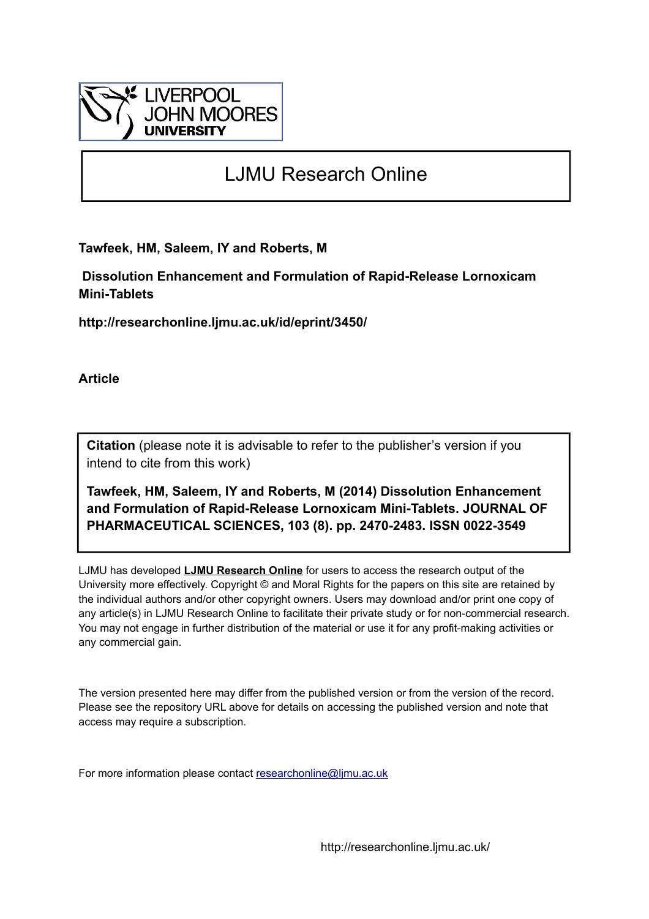LIVERPOOL JOHN MOORES UNIVERSITY

# LJMU Research Online

**Tawfeek, HM, Saleem, IY and Roberts, M**

**Dissolution Enhancement and Formulation of Rapid-Release Lornoxicam Mini-Tablets**

**http://researchonline.ljmu.ac.uk/id/eprint/3450/**

**Article**

**Citation** (please note it is advisable to refer to the publisher's version if you intend to cite from this work)

**Tawfeek, HM, Saleem, IY and Roberts, M (2014) Dissolution Enhancement and Formulation of Rapid-Release Lornoxicam Mini-Tablets. JOURNAL OF PHARMACEUTICAL SCIENCES, 103 (8). pp. 2470-2483. ISSN 0022-3549**

LJMU has developed **LJMU Research Online** for users to access the research output of the University more effectively. Copyright © and Moral Rights for the papers on this site are retained by the individual authors and/or other copyright owners. Users may download and/or print one copy of any article(s) in LJMU Research Online to facilitate their private study or for non-commercial research. You may not engage in further distribution of the material or use it for any profit-making activities or any commercial gain.

The version presented here may differ from the published version or from the version of the record. Please see the repository URL above for details on accessing the published version and note that access may require a subscription.

For more information please contact researchonline@ljmu.ac.uk

http://researchonline.ljmu.ac.uk/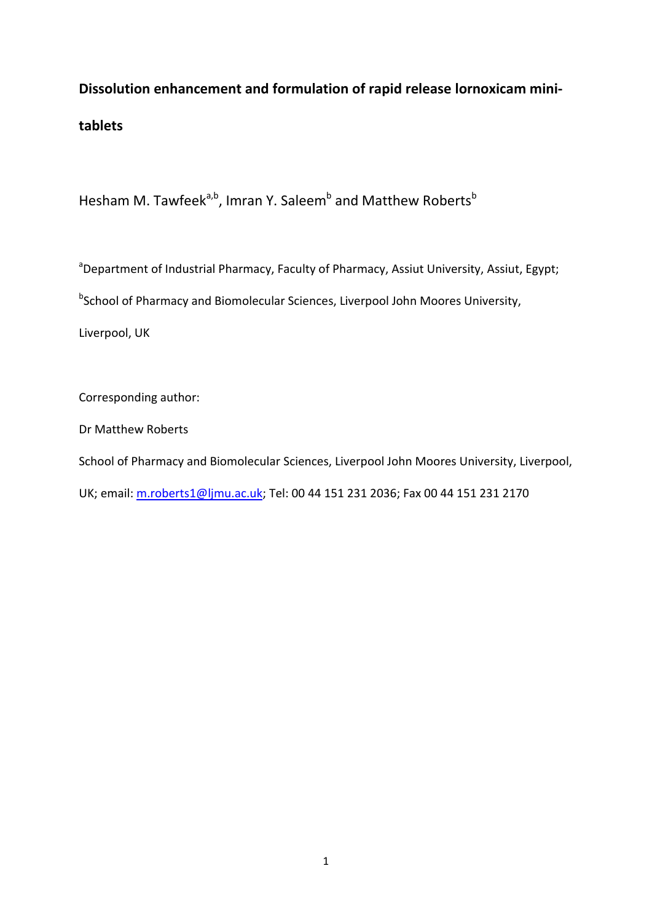# Dissolution enhancement and formulation of rapid release lornoxicam mini-tablets

Hesham M. Tawfeek[a,b], Imran Y. Saleem[b] and Matthew Roberts[b]

[a]Department of Industrial Pharmacy, Faculty of Pharmacy, Assiut University, Assiut, Egypt;

[b]School of Pharmacy and Biomolecular Sciences, Liverpool John Moores University, Liverpool, UK

Corresponding author:

Dr Matthew Roberts

School of Pharmacy and Biomolecular Sciences, Liverpool John Moores University, Liverpool, UK; email: m.roberts1@ljmu.ac.uk; Tel: 00 44 151 231 2036; Fax 00 44 151 231 2170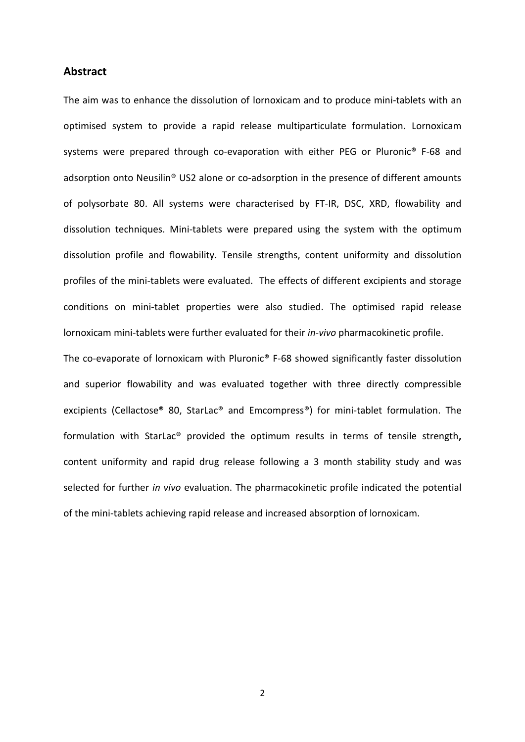## Abstract

The aim was to enhance the dissolution of lornoxicam and to produce mini-tablets with an optimised system to provide a rapid release multiparticulate formulation. Lornoxicam systems were prepared through co-evaporation with either PEG or Pluronic® F-68 and adsorption onto Neusilin® US2 alone or co-adsorption in the presence of different amounts of polysorbate 80. All systems were characterised by FT-IR, DSC, XRD, flowability and dissolution techniques. Mini-tablets were prepared using the system with the optimum dissolution profile and flowability. Tensile strengths, content uniformity and dissolution profiles of the mini-tablets were evaluated. The effects of different excipients and storage conditions on mini-tablet properties were also studied. The optimised rapid release lornoxicam mini-tablets were further evaluated for their *in-vivo* pharmacokinetic profile.

The co-evaporate of lornoxicam with Pluronic® F-68 showed significantly faster dissolution and superior flowability and was evaluated together with three directly compressible excipients (Cellactose® 80, StarLac® and Emcompress®) for mini-tablet formulation. The formulation with StarLac® provided the optimum results in terms of tensile strength**,** content uniformity and rapid drug release following a 3 month stability study and was selected for further *in vivo* evaluation. The pharmacokinetic profile indicated the potential of the mini-tablets achieving rapid release and increased absorption of lornoxicam.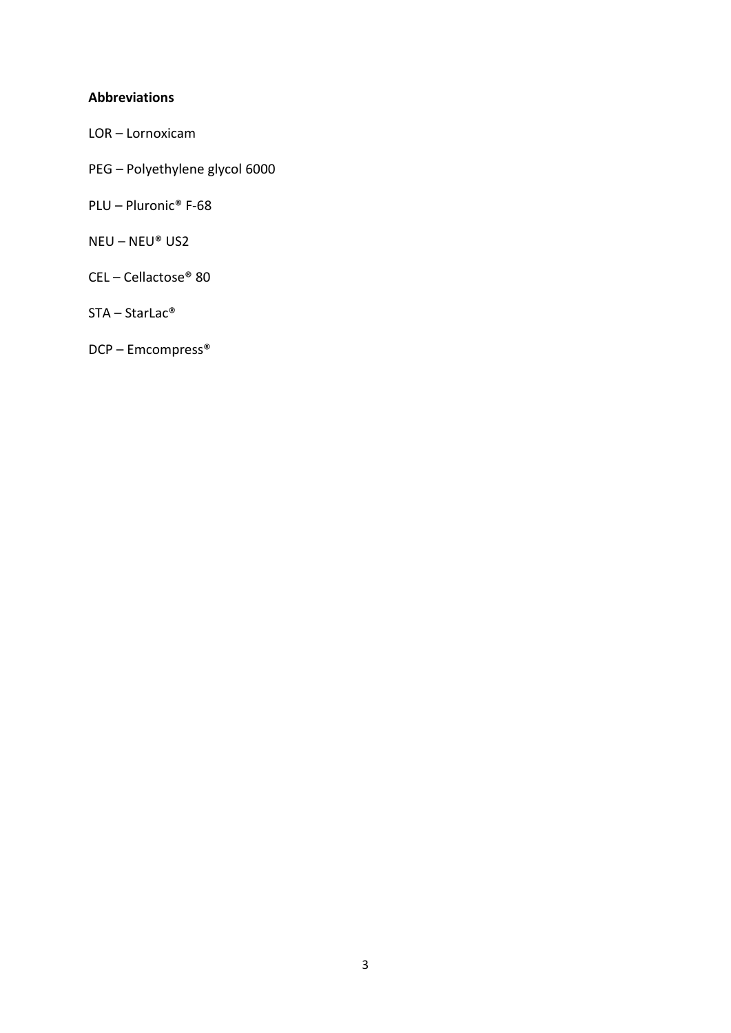**Abbreviations**

LOR – Lornoxicam

PEG – Polyethylene glycol 6000

PLU – Pluronic® F-68

NEU – NEU® US2

CEL – Cellactose® 80

STA – StarLac®

DCP – Emcompress®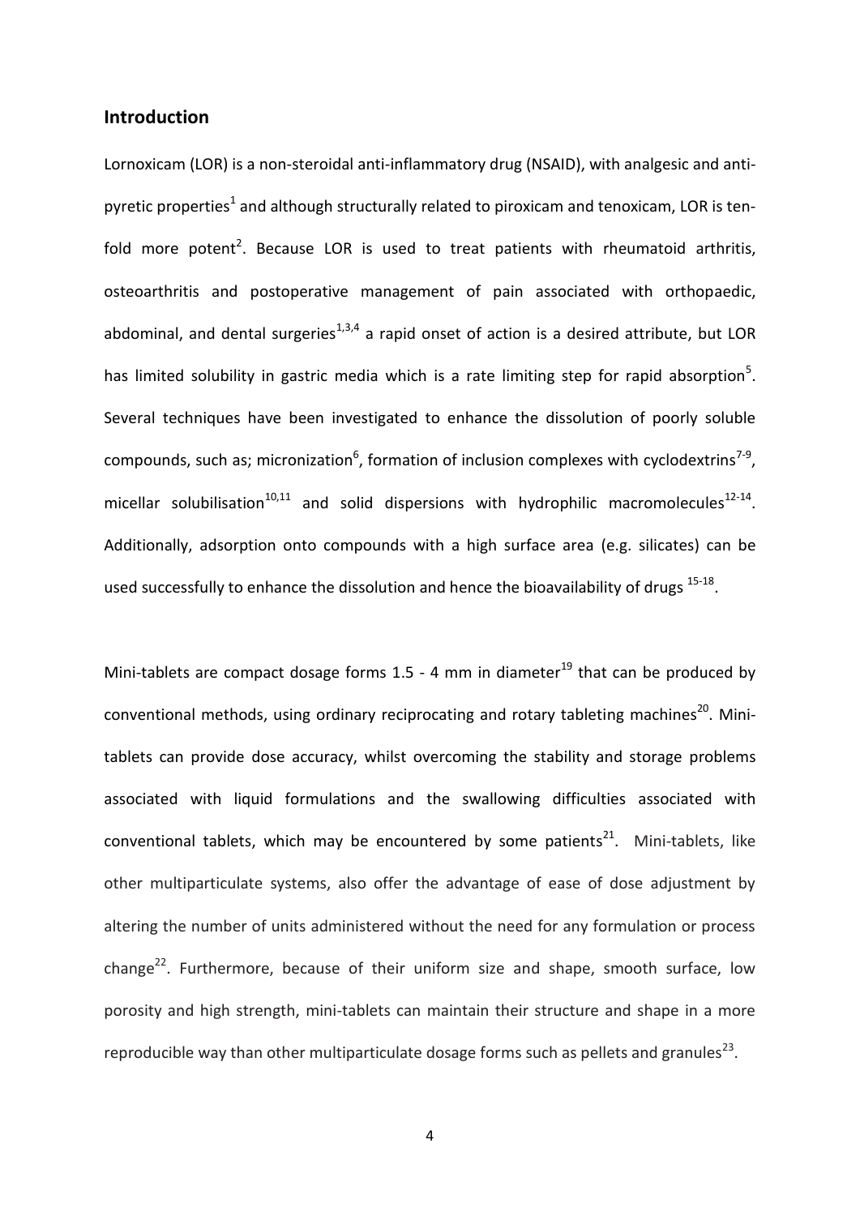## Introduction

Lornoxicam (LOR) is a non-steroidal anti-inflammatory drug (NSAID), with analgesic and anti-pyretic properties[1] and although structurally related to piroxicam and tenoxicam, LOR is ten-fold more potent[2]. Because LOR is used to treat patients with rheumatoid arthritis, osteoarthritis and postoperative management of pain associated with orthopaedic, abdominal, and dental surgeries[1,3,4] a rapid onset of action is a desired attribute, but LOR has limited solubility in gastric media which is a rate limiting step for rapid absorption[5]. Several techniques have been investigated to enhance the dissolution of poorly soluble compounds, such as; micronization[6], formation of inclusion complexes with cyclodextrins[7-9], micellar solubilisation[10,11] and solid dispersions with hydrophilic macromolecules[12-14]. Additionally, adsorption onto compounds with a high surface area (e.g. silicates) can be used successfully to enhance the dissolution and hence the bioavailability of drugs [15-18].

Mini-tablets are compact dosage forms 1.5 - 4 mm in diameter[19] that can be produced by conventional methods, using ordinary reciprocating and rotary tableting machines[20]. Mini-tablets can provide dose accuracy, whilst overcoming the stability and storage problems associated with liquid formulations and the swallowing difficulties associated with conventional tablets, which may be encountered by some patients[21]. Mini-tablets, like other multiparticulate systems, also offer the advantage of ease of dose adjustment by altering the number of units administered without the need for any formulation or process change[22]. Furthermore, because of their uniform size and shape, smooth surface, low porosity and high strength, mini-tablets can maintain their structure and shape in a more reproducible way than other multiparticulate dosage forms such as pellets and granules[23].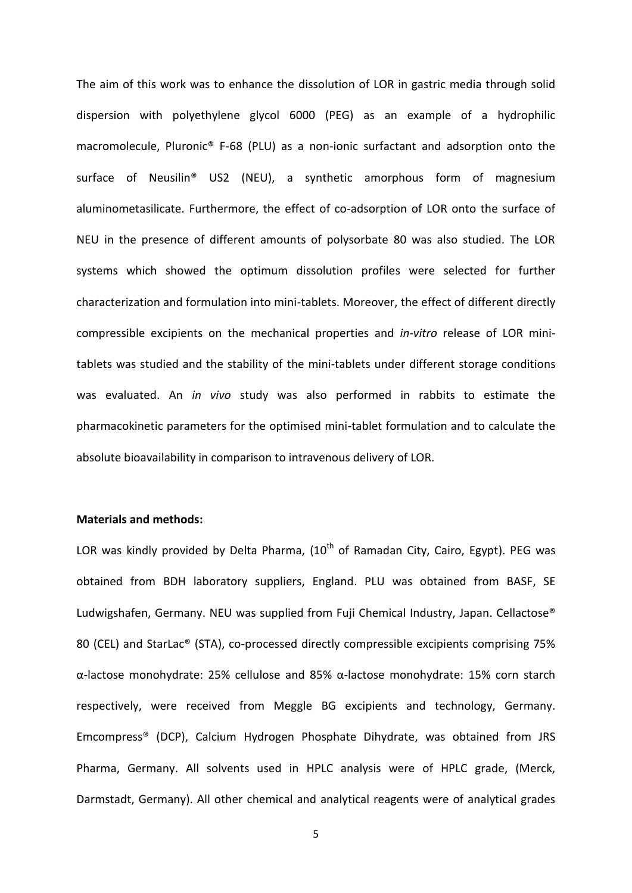The aim of this work was to enhance the dissolution of LOR in gastric media through solid dispersion with polyethylene glycol 6000 (PEG) as an example of a hydrophilic macromolecule, Pluronic® F-68 (PLU) as a non-ionic surfactant and adsorption onto the surface of Neusilin® US2 (NEU), a synthetic amorphous form of magnesium aluminometasilicate. Furthermore, the effect of co-adsorption of LOR onto the surface of NEU in the presence of different amounts of polysorbate 80 was also studied. The LOR systems which showed the optimum dissolution profiles were selected for further characterization and formulation into mini-tablets. Moreover, the effect of different directly compressible excipients on the mechanical properties and *in-vitro* release of LOR mini-tablets was studied and the stability of the mini-tablets under different storage conditions was evaluated. An *in vivo* study was also performed in rabbits to estimate the pharmacokinetic parameters for the optimised mini-tablet formulation and to calculate the absolute bioavailability in comparison to intravenous delivery of LOR.

**Materials and methods:**

LOR was kindly provided by Delta Pharma, ($10^{th}$ of Ramadan City, Cairo, Egypt). PEG was obtained from BDH laboratory suppliers, England. PLU was obtained from BASF, SE Ludwigshafen, Germany. NEU was supplied from Fuji Chemical Industry, Japan. Cellactose® 80 (CEL) and StarLac® (STA), co-processed directly compressible excipients comprising 75% α-lactose monohydrate: 25% cellulose and 85% α-lactose monohydrate: 15% corn starch respectively, were received from Meggle BG excipients and technology, Germany. Emcompress® (DCP), Calcium Hydrogen Phosphate Dihydrate, was obtained from JRS Pharma, Germany. All solvents used in HPLC analysis were of HPLC grade, (Merck, Darmstadt, Germany). All other chemical and analytical reagents were of analytical grades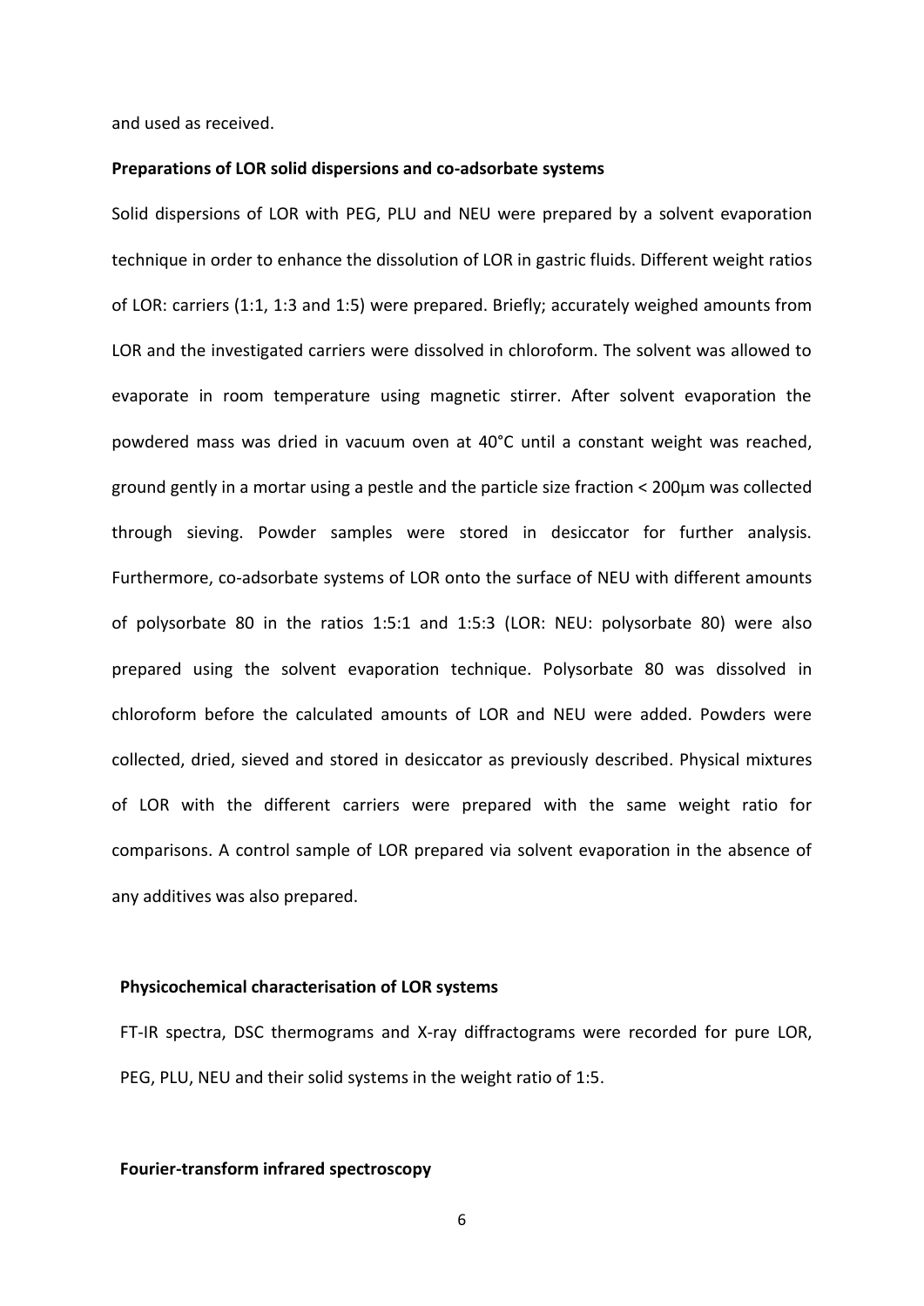and used as received.

**Preparations of LOR solid dispersions and co-adsorbate systems**

Solid dispersions of LOR with PEG, PLU and NEU were prepared by a solvent evaporation technique in order to enhance the dissolution of LOR in gastric fluids. Different weight ratios of LOR: carriers (1:1, 1:3 and 1:5) were prepared. Briefly; accurately weighed amounts from LOR and the investigated carriers were dissolved in chloroform. The solvent was allowed to evaporate in room temperature using magnetic stirrer. After solvent evaporation the powdered mass was dried in vacuum oven at 40°C until a constant weight was reached, ground gently in a mortar using a pestle and the particle size fraction < 200μm was collected through sieving. Powder samples were stored in desiccator for further analysis. Furthermore, co-adsorbate systems of LOR onto the surface of NEU with different amounts of polysorbate 80 in the ratios 1:5:1 and 1:5:3 (LOR: NEU: polysorbate 80) were also prepared using the solvent evaporation technique. Polysorbate 80 was dissolved in chloroform before the calculated amounts of LOR and NEU were added. Powders were collected, dried, sieved and stored in desiccator as previously described. Physical mixtures of LOR with the different carriers were prepared with the same weight ratio for comparisons. A control sample of LOR prepared via solvent evaporation in the absence of any additives was also prepared.

**Physicochemical characterisation of LOR systems**

FT-IR spectra, DSC thermograms and X-ray diffractograms were recorded for pure LOR, PEG, PLU, NEU and their solid systems in the weight ratio of 1:5.

**Fourier-transform infrared spectroscopy**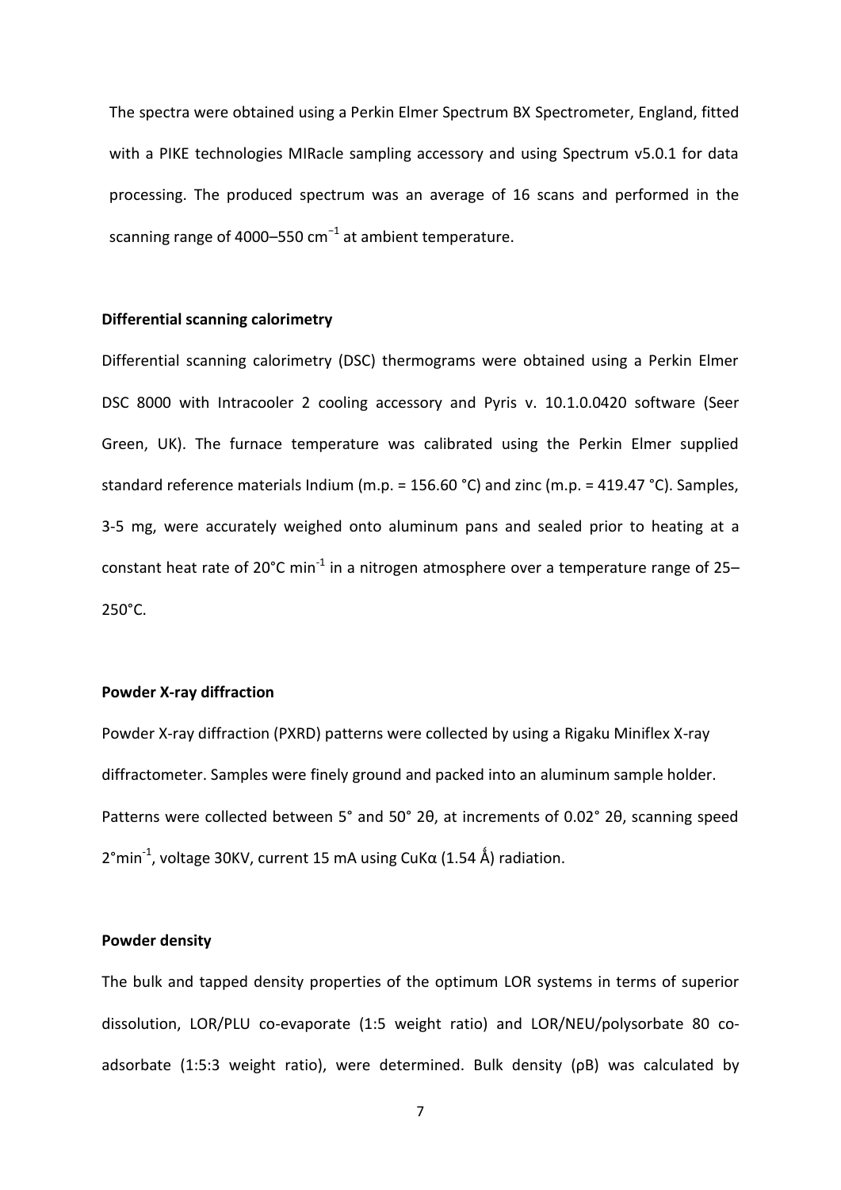The spectra were obtained using a Perkin Elmer Spectrum BX Spectrometer, England, fitted with a PIKE technologies MIRacle sampling accessory and using Spectrum v5.0.1 for data processing. The produced spectrum was an average of 16 scans and performed in the scanning range of 4000–550 $cm^{-1}$ at ambient temperature.

**Differential scanning calorimetry**

Differential scanning calorimetry (DSC) thermograms were obtained using a Perkin Elmer DSC 8000 with Intracooler 2 cooling accessory and Pyris v. 10.1.0.0420 software (Seer Green, UK). The furnace temperature was calibrated using the Perkin Elmer supplied standard reference materials Indium (m.p. = 156.60 °C) and zinc (m.p. = 419.47 °C). Samples, 3-5 mg, were accurately weighed onto aluminum pans and sealed prior to heating at a constant heat rate of 20°C $min^{-1}$ in a nitrogen atmosphere over a temperature range of 25–250°C.

**Powder X-ray diffraction**

Powder X-ray diffraction (PXRD) patterns were collected by using a Rigaku Miniflex X-ray diffractometer. Samples were finely ground and packed into an aluminum sample holder. Patterns were collected between 5° and 50° 2θ, at increments of 0.02° 2θ, scanning speed 2°$min^{-1}$, voltage 30KV, current 15 mA using CuKα (1.54 Å) radiation.

**Powder density**

The bulk and tapped density properties of the optimum LOR systems in terms of superior dissolution, LOR/PLU co-evaporate (1:5 weight ratio) and LOR/NEU/polysorbate 80 co-adsorbate (1:5:3 weight ratio), were determined. Bulk density (ρB) was calculated by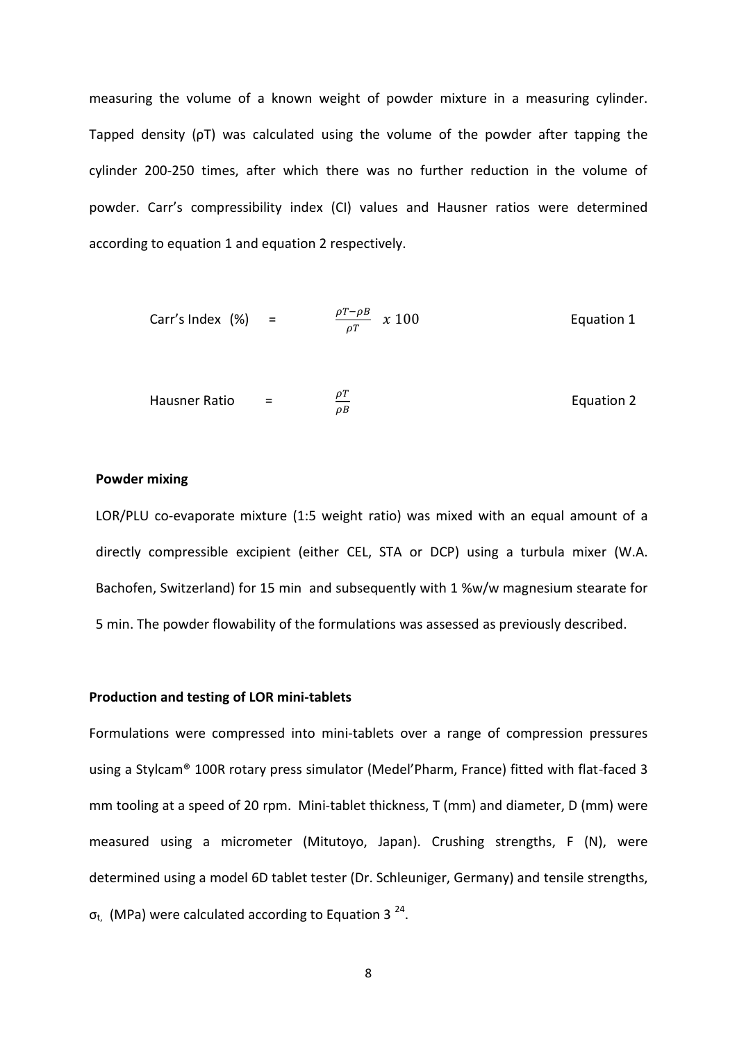measuring the volume of a known weight of powder mixture in a measuring cylinder. Tapped density (ρT) was calculated using the volume of the powder after tapping the cylinder 200-250 times, after which there was no further reduction in the volume of powder. Carr's compressibility index (CI) values and Hausner ratios were determined according to equation 1 and equation 2 respectively.

$$\text{Carr's Index (\%)} = \frac{\rho T - \rho B}{\rho T} \; x \; 100 \qquad \text{Equation 1}$$

$$\text{Hausner Ratio} = \frac{\rho T}{\rho B} \qquad \text{Equation 2}$$

**Powder mixing**

LOR/PLU co-evaporate mixture (1:5 weight ratio) was mixed with an equal amount of a directly compressible excipient (either CEL, STA or DCP) using a turbula mixer (W.A. Bachofen, Switzerland) for 15 min and subsequently with 1 %w/w magnesium stearate for 5 min. The powder flowability of the formulations was assessed as previously described.

**Production and testing of LOR mini-tablets**

Formulations were compressed into mini-tablets over a range of compression pressures using a Stylcam® 100R rotary press simulator (Medel'Pharm, France) fitted with flat-faced 3 mm tooling at a speed of 20 rpm. Mini-tablet thickness, T (mm) and diameter, D (mm) were measured using a micrometer (Mitutoyo, Japan). Crushing strengths, F (N), were determined using a model 6D tablet tester (Dr. Schleuniger, Germany) and tensile strengths, $\sigma_t$ (MPa) were calculated according to Equation 3 [24].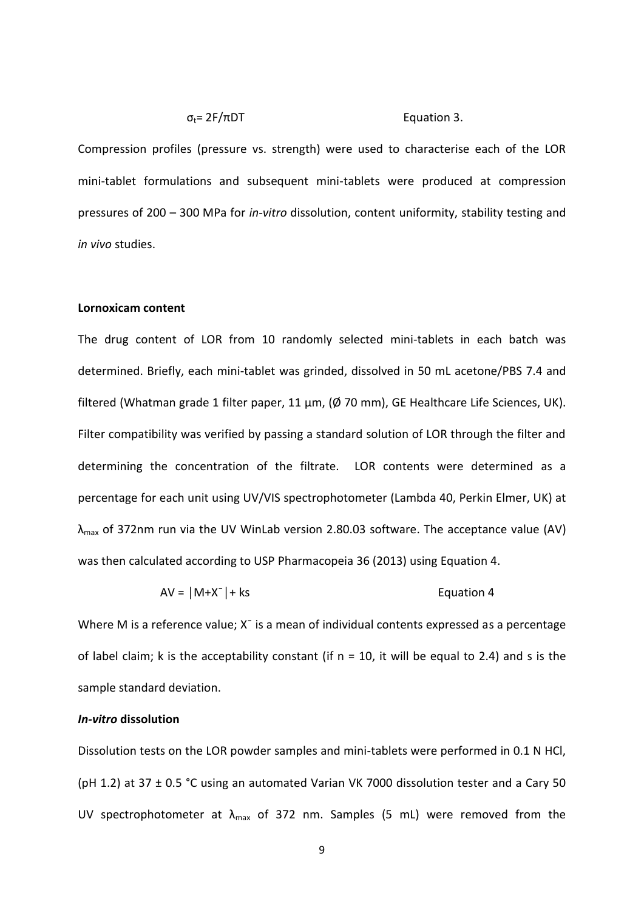$$\sigma_t = 2F/\pi DT \qquad \text{Equation 3.}$$

Compression profiles (pressure vs. strength) were used to characterise each of the LOR mini-tablet formulations and subsequent mini-tablets were produced at compression pressures of 200 – 300 MPa for *in-vitro* dissolution, content uniformity, stability testing and *in vivo* studies.

**Lornoxicam content**

The drug content of LOR from 10 randomly selected mini-tablets in each batch was determined. Briefly, each mini-tablet was grinded, dissolved in 50 mL acetone/PBS 7.4 and filtered (Whatman grade 1 filter paper, 11 µm, (Ø 70 mm), GE Healthcare Life Sciences, UK). Filter compatibility was verified by passing a standard solution of LOR through the filter and determining the concentration of the filtrate. LOR contents were determined as a percentage for each unit using UV/VIS spectrophotometer (Lambda 40, Perkin Elmer, UK) at $\lambda_{max}$ of 372nm run via the UV WinLab version 2.80.03 software. The acceptance value (AV) was then calculated according to USP Pharmacopeia 36 (2013) using Equation 4.

$$AV = |M + \bar{X}| + ks \qquad \text{Equation 4}$$

Where M is a reference value; $\bar{X}$ is a mean of individual contents expressed as a percentage of label claim; k is the acceptability constant (if n = 10, it will be equal to 2.4) and s is the sample standard deviation.

***In-vitro* dissolution**

Dissolution tests on the LOR powder samples and mini-tablets were performed in 0.1 N HCl, (pH 1.2) at 37 ± 0.5 °C using an automated Varian VK 7000 dissolution tester and a Cary 50 UV spectrophotometer at $\lambda_{max}$ of 372 nm. Samples (5 mL) were removed from the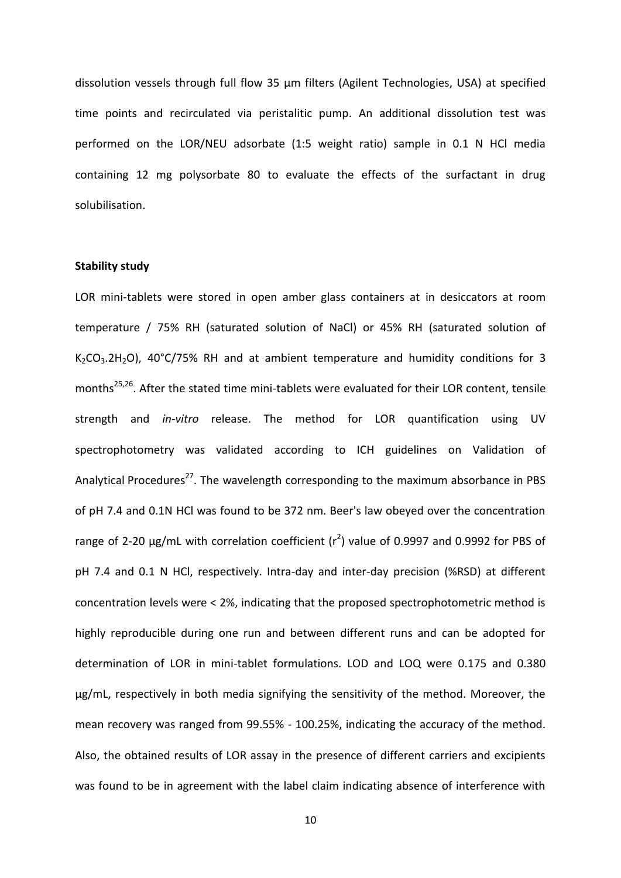dissolution vessels through full flow 35 µm filters (Agilent Technologies, USA) at specified time points and recirculated via peristalitic pump. An additional dissolution test was performed on the LOR/NEU adsorbate (1:5 weight ratio) sample in 0.1 N HCl media containing 12 mg polysorbate 80 to evaluate the effects of the surfactant in drug solubilisation.

**Stability study**

LOR mini-tablets were stored in open amber glass containers at in desiccators at room temperature / 75% RH (saturated solution of NaCl) or 45% RH (saturated solution of $K_2CO_3.2H_2O$), 40°C/75% RH and at ambient temperature and humidity conditions for 3 months[25,26]. After the stated time mini-tablets were evaluated for their LOR content, tensile strength and *in-vitro* release. The method for LOR quantification using UV spectrophotometry was validated according to ICH guidelines on Validation of Analytical Procedures[27]. The wavelength corresponding to the maximum absorbance in PBS of pH 7.4 and 0.1N HCl was found to be 372 nm. Beer's law obeyed over the concentration range of 2-20 µg/mL with correlation coefficient ($r^2$) value of 0.9997 and 0.9992 for PBS of pH 7.4 and 0.1 N HCl, respectively. Intra-day and inter-day precision (%RSD) at different concentration levels were < 2%, indicating that the proposed spectrophotometric method is highly reproducible during one run and between different runs and can be adopted for determination of LOR in mini-tablet formulations. LOD and LOQ were 0.175 and 0.380 µg/mL, respectively in both media signifying the sensitivity of the method. Moreover, the mean recovery was ranged from 99.55% - 100.25%, indicating the accuracy of the method. Also, the obtained results of LOR assay in the presence of different carriers and excipients was found to be in agreement with the label claim indicating absence of interference with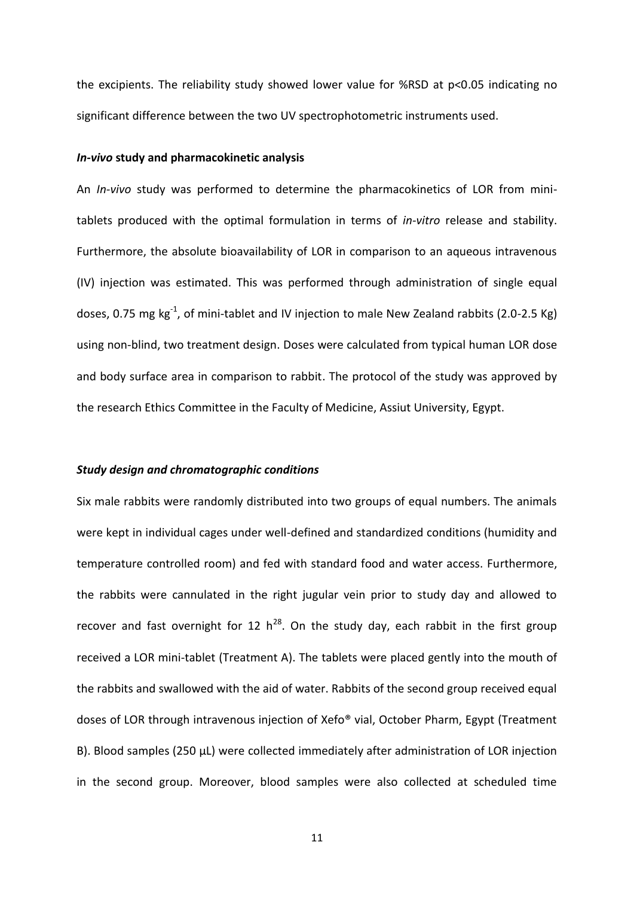the excipients. The reliability study showed lower value for %RSD at $p<0.05$ indicating no significant difference between the two UV spectrophotometric instruments used.

### *In-vivo* study and pharmacokinetic analysis

An *In-vivo* study was performed to determine the pharmacokinetics of LOR from mini-tablets produced with the optimal formulation in terms of *in-vitro* release and stability. Furthermore, the absolute bioavailability of LOR in comparison to an aqueous intravenous (IV) injection was estimated. This was performed through administration of single equal doses, 0.75 mg $kg^{-1}$, of mini-tablet and IV injection to male New Zealand rabbits (2.0-2.5 Kg) using non-blind, two treatment design. Doses were calculated from typical human LOR dose and body surface area in comparison to rabbit. The protocol of the study was approved by the research Ethics Committee in the Faculty of Medicine, Assiut University, Egypt.

### *Study design and chromatographic conditions*

Six male rabbits were randomly distributed into two groups of equal numbers. The animals were kept in individual cages under well-defined and standardized conditions (humidity and temperature controlled room) and fed with standard food and water access. Furthermore, the rabbits were cannulated in the right jugular vein prior to study day and allowed to recover and fast overnight for 12 h[28]. On the study day, each rabbit in the first group received a LOR mini-tablet (Treatment A). The tablets were placed gently into the mouth of the rabbits and swallowed with the aid of water. Rabbits of the second group received equal doses of LOR through intravenous injection of Xefo® vial, October Pharm, Egypt (Treatment B). Blood samples (250 µL) were collected immediately after administration of LOR injection in the second group. Moreover, blood samples were also collected at scheduled time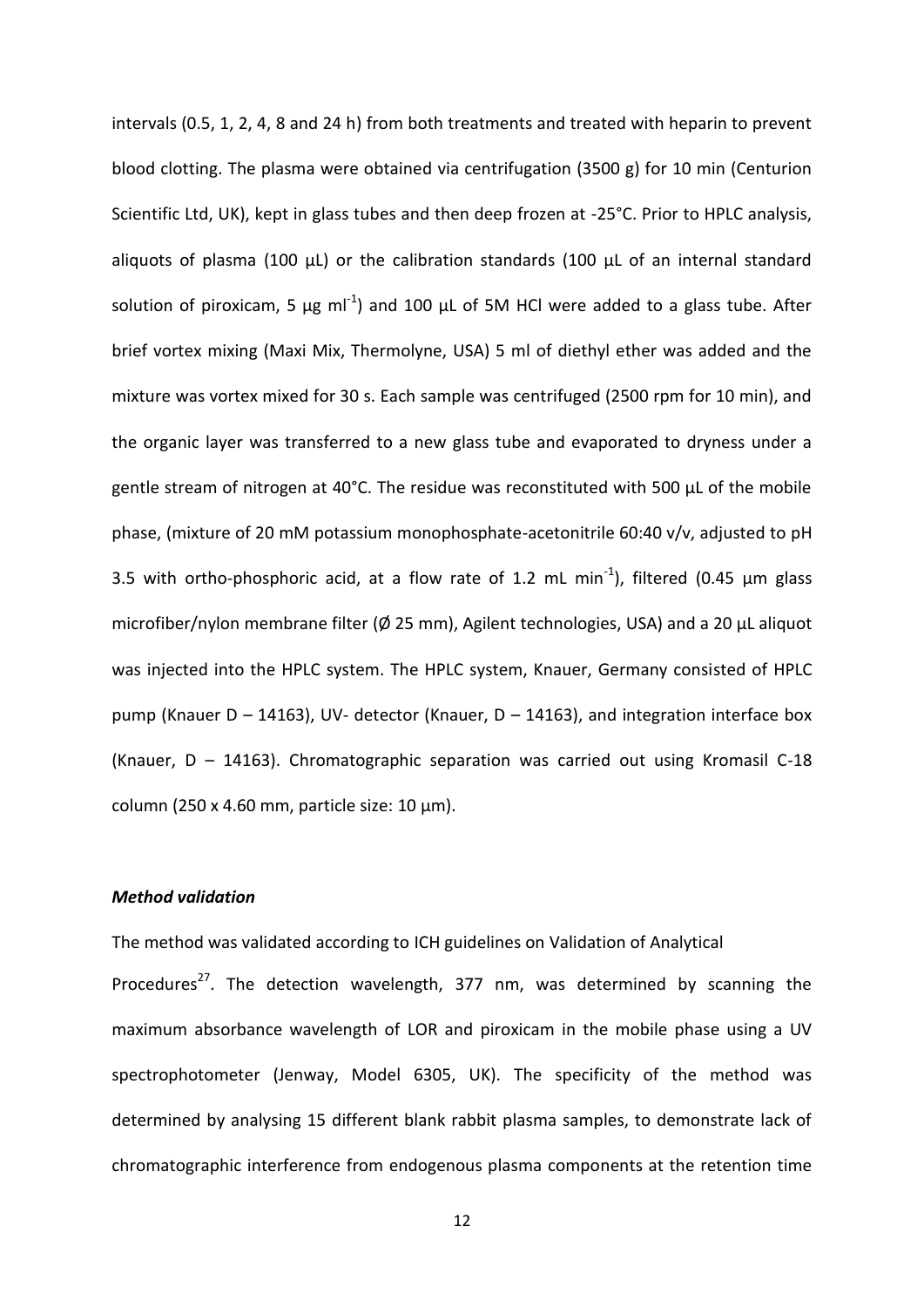intervals (0.5, 1, 2, 4, 8 and 24 h) from both treatments and treated with heparin to prevent blood clotting. The plasma were obtained via centrifugation (3500 g) for 10 min (Centurion Scientific Ltd, UK), kept in glass tubes and then deep frozen at -25°C. Prior to HPLC analysis, aliquots of plasma (100 µL) or the calibration standards (100 µL of an internal standard solution of piroxicam, 5 µg $ml^{-1}$) and 100 µL of 5M HCl were added to a glass tube. After brief vortex mixing (Maxi Mix, Thermolyne, USA) 5 ml of diethyl ether was added and the mixture was vortex mixed for 30 s. Each sample was centrifuged (2500 rpm for 10 min), and the organic layer was transferred to a new glass tube and evaporated to dryness under a gentle stream of nitrogen at 40°C. The residue was reconstituted with 500 µL of the mobile phase, (mixture of 20 mM potassium monophosphate-acetonitrile 60:40 v/v, adjusted to pH 3.5 with ortho-phosphoric acid, at a flow rate of 1.2 mL $min^{-1}$), filtered (0.45 µm glass microfiber/nylon membrane filter (Ø 25 mm), Agilent technologies, USA) and a 20 µL aliquot was injected into the HPLC system. The HPLC system, Knauer, Germany consisted of HPLC pump (Knauer D – 14163), UV- detector (Knauer, D – 14163), and integration interface box (Knauer, D – 14163). Chromatographic separation was carried out using Kromasil C-18 column (250 x 4.60 mm, particle size: 10 µm).

### *Method validation*

The method was validated according to ICH guidelines on Validation of Analytical Procedures[27]. The detection wavelength, 377 nm, was determined by scanning the maximum absorbance wavelength of LOR and piroxicam in the mobile phase using a UV spectrophotometer (Jenway, Model 6305, UK). The specificity of the method was determined by analysing 15 different blank rabbit plasma samples, to demonstrate lack of chromatographic interference from endogenous plasma components at the retention time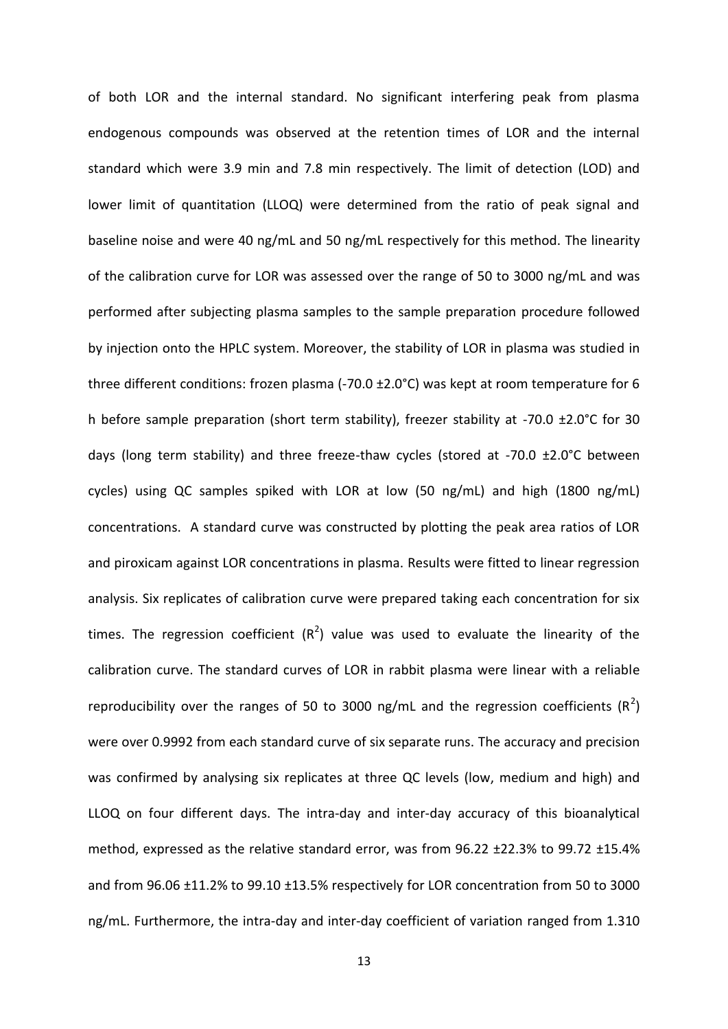of both LOR and the internal standard. No significant interfering peak from plasma endogenous compounds was observed at the retention times of LOR and the internal standard which were 3.9 min and 7.8 min respectively. The limit of detection (LOD) and lower limit of quantitation (LLOQ) were determined from the ratio of peak signal and baseline noise and were 40 ng/mL and 50 ng/mL respectively for this method. The linearity of the calibration curve for LOR was assessed over the range of 50 to 3000 ng/mL and was performed after subjecting plasma samples to the sample preparation procedure followed by injection onto the HPLC system. Moreover, the stability of LOR in plasma was studied in three different conditions: frozen plasma (-70.0 ±2.0°C) was kept at room temperature for 6 h before sample preparation (short term stability), freezer stability at -70.0 ±2.0°C for 30 days (long term stability) and three freeze-thaw cycles (stored at -70.0 ±2.0°C between cycles) using QC samples spiked with LOR at low (50 ng/mL) and high (1800 ng/mL) concentrations. A standard curve was constructed by plotting the peak area ratios of LOR and piroxicam against LOR concentrations in plasma. Results were fitted to linear regression analysis. Six replicates of calibration curve were prepared taking each concentration for six times. The regression coefficient ($R^2$) value was used to evaluate the linearity of the calibration curve. The standard curves of LOR in rabbit plasma were linear with a reliable reproducibility over the ranges of 50 to 3000 ng/mL and the regression coefficients ($R^2$) were over 0.9992 from each standard curve of six separate runs. The accuracy and precision was confirmed by analysing six replicates at three QC levels (low, medium and high) and LLOQ on four different days. The intra-day and inter-day accuracy of this bioanalytical method, expressed as the relative standard error, was from 96.22 ±22.3% to 99.72 ±15.4% and from 96.06 ±11.2% to 99.10 ±13.5% respectively for LOR concentration from 50 to 3000 ng/mL. Furthermore, the intra-day and inter-day coefficient of variation ranged from 1.310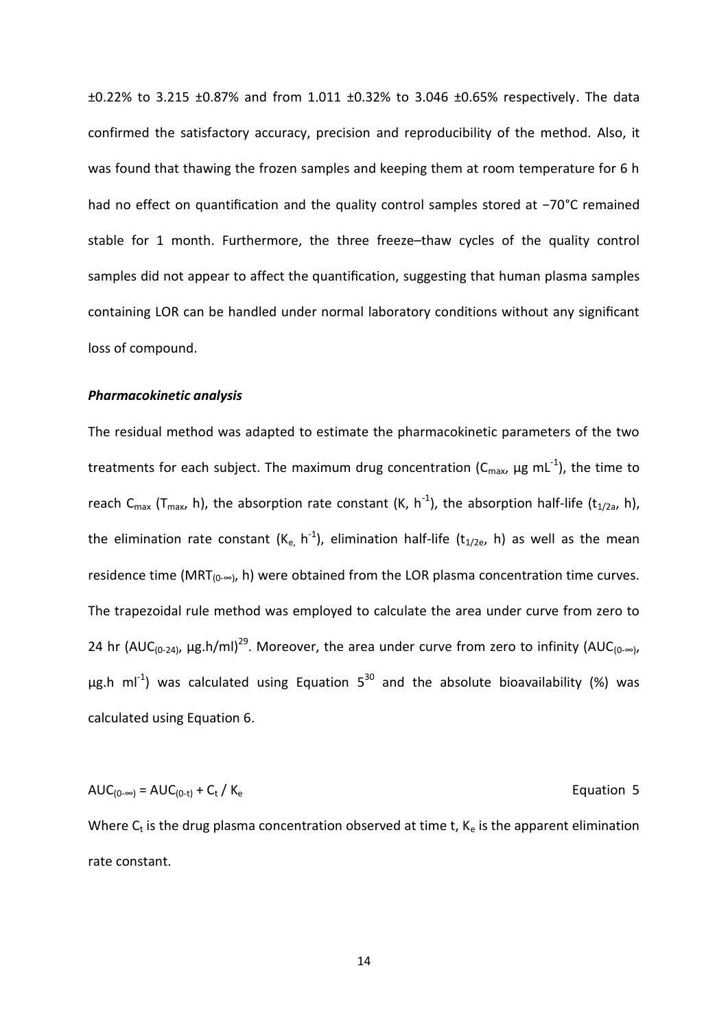±0.22% to 3.215 ±0.87% and from 1.011 ±0.32% to 3.046 ±0.65% respectively. The data confirmed the satisfactory accuracy, precision and reproducibility of the method. Also, it was found that thawing the frozen samples and keeping them at room temperature for 6 h had no effect on quantification and the quality control samples stored at −70°C remained stable for 1 month. Furthermore, the three freeze–thaw cycles of the quality control samples did not appear to affect the quantification, suggesting that human plasma samples containing LOR can be handled under normal laboratory conditions without any significant loss of compound.

***Pharmacokinetic analysis***

The residual method was adapted to estimate the pharmacokinetic parameters of the two treatments for each subject. The maximum drug concentration ($C_{max}$, μg $mL^{-1}$), the time to reach $C_{max}$ ($T_{max}$, h), the absorption rate constant (K, $h^{-1}$), the absorption half-life ($t_{1/2a}$, h), the elimination rate constant ($K_e$, $h^{-1}$), elimination half-life ($t_{1/2e}$, h) as well as the mean residence time ($MRT_{(0-\infty)}$, h) were obtained from the LOR plasma concentration time curves. The trapezoidal rule method was employed to calculate the area under curve from zero to 24 hr ($AUC_{(0-24)}$, μg.h/ml)[29]. Moreover, the area under curve from zero to infinity ($AUC_{(0-\infty)}$, μg.h $ml^{-1}$) was calculated using Equation 5[30] and the absolute bioavailability (%) was calculated using Equation 6.

$$AUC_{(0-\infty)} = AUC_{(0-t)} + C_t / K_e \qquad \text{Equation 5}$$

Where $C_t$ is the drug plasma concentration observed at time t, $K_e$ is the apparent elimination rate constant.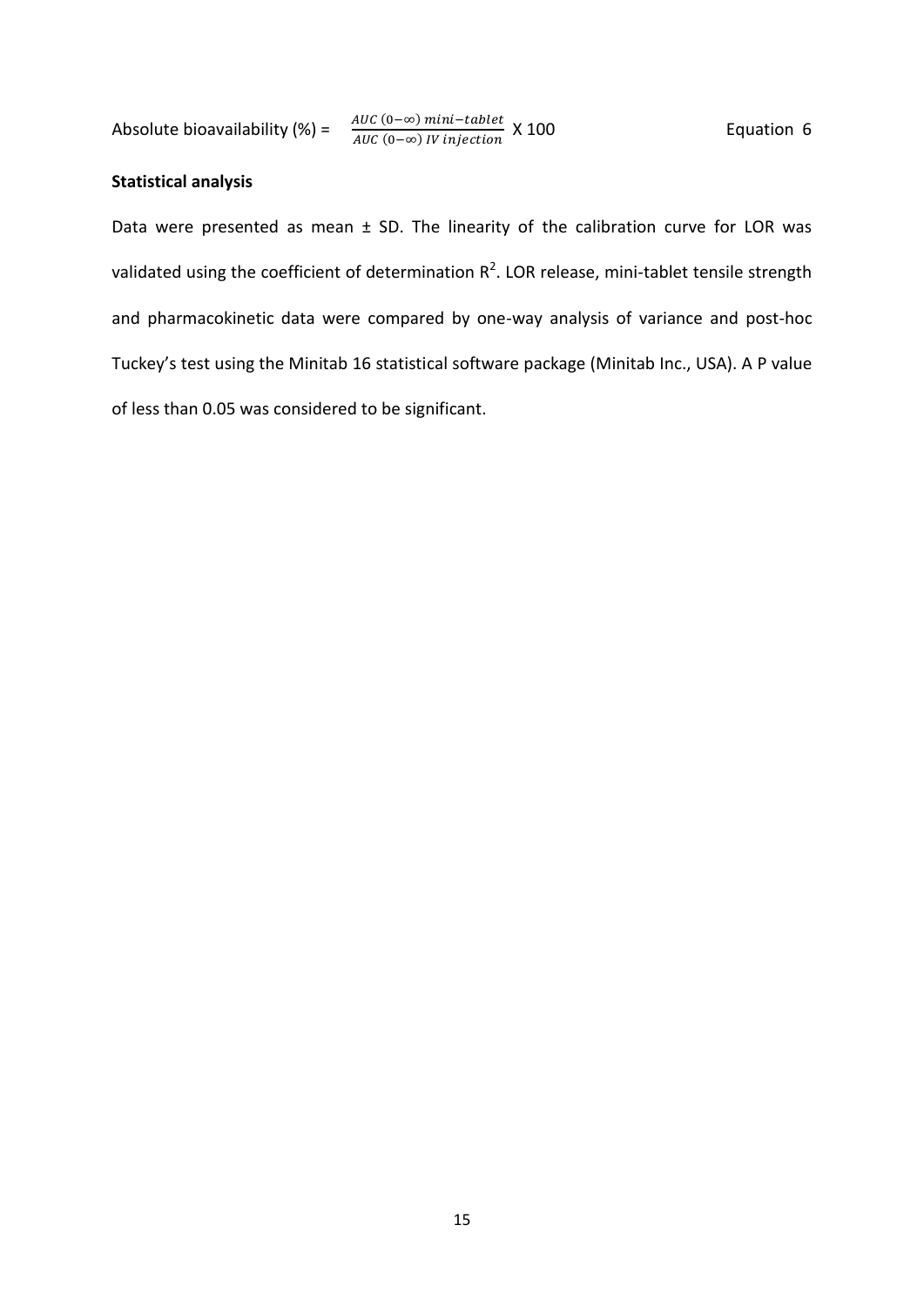$$\text{Absolute bioavailability (\%)} = \frac{AUC\ (0-\infty)\ mini-tablet}{AUC\ (0-\infty)\ IV\ injection} \times 100 \qquad \text{Equation 6}$$

**Statistical analysis**

Data were presented as mean ± SD. The linearity of the calibration curve for LOR was validated using the coefficient of determination $R^2$. LOR release, mini-tablet tensile strength and pharmacokinetic data were compared by one-way analysis of variance and post-hoc Tuckey's test using the Minitab 16 statistical software package (Minitab Inc., USA). A P value of less than 0.05 was considered to be significant.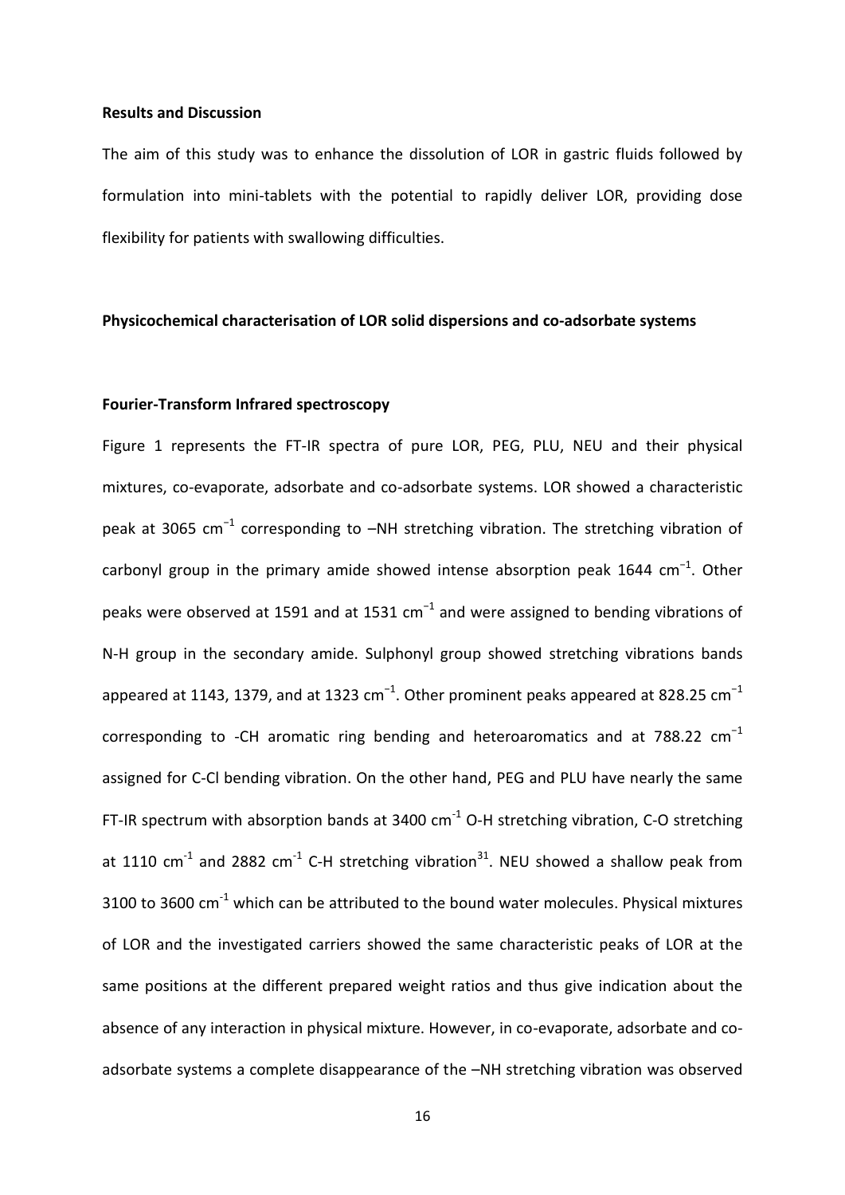## Results and Discussion

The aim of this study was to enhance the dissolution of LOR in gastric fluids followed by formulation into mini-tablets with the potential to rapidly deliver LOR, providing dose flexibility for patients with swallowing difficulties.

### Physicochemical characterisation of LOR solid dispersions and co-adsorbate systems

#### Fourier-Transform Infrared spectroscopy

Figure 1 represents the FT-IR spectra of pure LOR, PEG, PLU, NEU and their physical mixtures, co-evaporate, adsorbate and co-adsorbate systems. LOR showed a characteristic peak at 3065 $cm^{-1}$ corresponding to –NH stretching vibration. The stretching vibration of carbonyl group in the primary amide showed intense absorption peak 1644 $cm^{-1}$. Other peaks were observed at 1591 and at 1531 $cm^{-1}$ and were assigned to bending vibrations of N-H group in the secondary amide. Sulphonyl group showed stretching vibrations bands appeared at 1143, 1379, and at 1323 $cm^{-1}$. Other prominent peaks appeared at 828.25 $cm^{-1}$ corresponding to -CH aromatic ring bending and heteroaromatics and at 788.22 $cm^{-1}$ assigned for C-Cl bending vibration. On the other hand, PEG and PLU have nearly the same FT-IR spectrum with absorption bands at 3400 $cm^{-1}$ O-H stretching vibration, C-O stretching at 1110 $cm^{-1}$ and 2882 $cm^{-1}$ C-H stretching vibration[31]. NEU showed a shallow peak from 3100 to 3600 $cm^{-1}$ which can be attributed to the bound water molecules. Physical mixtures of LOR and the investigated carriers showed the same characteristic peaks of LOR at the same positions at the different prepared weight ratios and thus give indication about the absence of any interaction in physical mixture. However, in co-evaporate, adsorbate and co-adsorbate systems a complete disappearance of the –NH stretching vibration was observed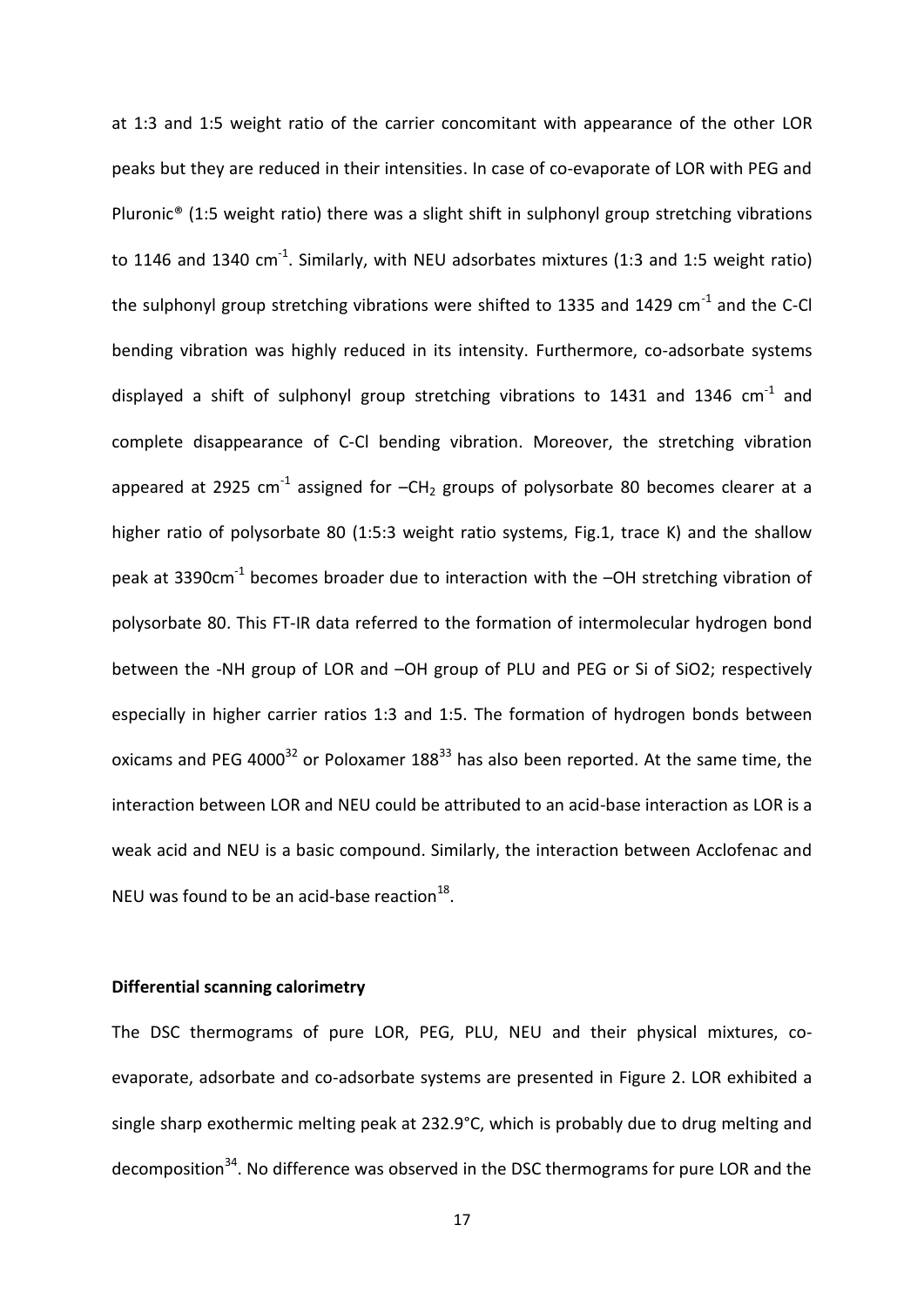at 1:3 and 1:5 weight ratio of the carrier concomitant with appearance of the other LOR peaks but they are reduced in their intensities. In case of co-evaporate of LOR with PEG and Pluronic® (1:5 weight ratio) there was a slight shift in sulphonyl group stretching vibrations to 1146 and 1340 $cm^{-1}$. Similarly, with NEU adsorbates mixtures (1:3 and 1:5 weight ratio) the sulphonyl group stretching vibrations were shifted to 1335 and 1429 $cm^{-1}$ and the C-Cl bending vibration was highly reduced in its intensity. Furthermore, co-adsorbate systems displayed a shift of sulphonyl group stretching vibrations to 1431 and 1346 $cm^{-1}$ and complete disappearance of C-Cl bending vibration. Moreover, the stretching vibration appeared at 2925 $cm^{-1}$ assigned for $-CH_2$ groups of polysorbate 80 becomes clearer at a higher ratio of polysorbate 80 (1:5:3 weight ratio systems, Fig.1, trace K) and the shallow peak at 3390$cm^{-1}$ becomes broader due to interaction with the –OH stretching vibration of polysorbate 80. This FT-IR data referred to the formation of intermolecular hydrogen bond between the -NH group of LOR and –OH group of PLU and PEG or Si of SiO2; respectively especially in higher carrier ratios 1:3 and 1:5. The formation of hydrogen bonds between oxicams and PEG 4000[32] or Poloxamer 188[33] has also been reported. At the same time, the interaction between LOR and NEU could be attributed to an acid-base interaction as LOR is a weak acid and NEU is a basic compound. Similarly, the interaction between Acclofenac and NEU was found to be an acid-base reaction[18].

**Differential scanning calorimetry**

The DSC thermograms of pure LOR, PEG, PLU, NEU and their physical mixtures, co-evaporate, adsorbate and co-adsorbate systems are presented in Figure 2. LOR exhibited a single sharp exothermic melting peak at 232.9°C, which is probably due to drug melting and decomposition[34]. No difference was observed in the DSC thermograms for pure LOR and the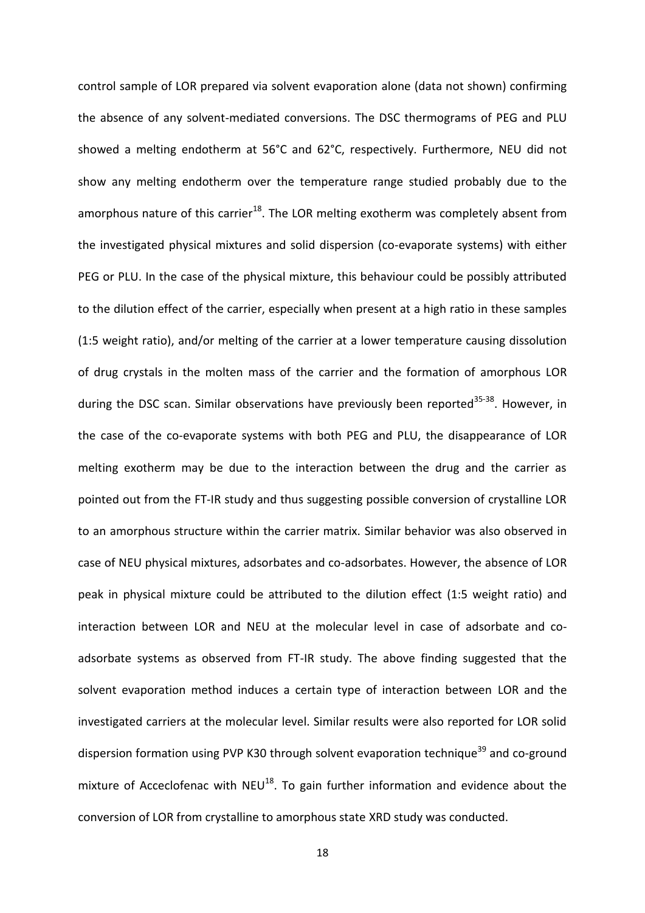control sample of LOR prepared via solvent evaporation alone (data not shown) confirming the absence of any solvent-mediated conversions. The DSC thermograms of PEG and PLU showed a melting endotherm at 56°C and 62°C, respectively. Furthermore, NEU did not show any melting endotherm over the temperature range studied probably due to the amorphous nature of this carrier[18]. The LOR melting exotherm was completely absent from the investigated physical mixtures and solid dispersion (co-evaporate systems) with either PEG or PLU. In the case of the physical mixture, this behaviour could be possibly attributed to the dilution effect of the carrier, especially when present at a high ratio in these samples (1:5 weight ratio), and/or melting of the carrier at a lower temperature causing dissolution of drug crystals in the molten mass of the carrier and the formation of amorphous LOR during the DSC scan. Similar observations have previously been reported[35-38]. However, in the case of the co-evaporate systems with both PEG and PLU, the disappearance of LOR melting exotherm may be due to the interaction between the drug and the carrier as pointed out from the FT-IR study and thus suggesting possible conversion of crystalline LOR to an amorphous structure within the carrier matrix. Similar behavior was also observed in case of NEU physical mixtures, adsorbates and co-adsorbates. However, the absence of LOR peak in physical mixture could be attributed to the dilution effect (1:5 weight ratio) and interaction between LOR and NEU at the molecular level in case of adsorbate and co-adsorbate systems as observed from FT-IR study. The above finding suggested that the solvent evaporation method induces a certain type of interaction between LOR and the investigated carriers at the molecular level. Similar results were also reported for LOR solid dispersion formation using PVP K30 through solvent evaporation technique[39] and co-ground mixture of Acceclofenac with NEU[18]. To gain further information and evidence about the conversion of LOR from crystalline to amorphous state XRD study was conducted.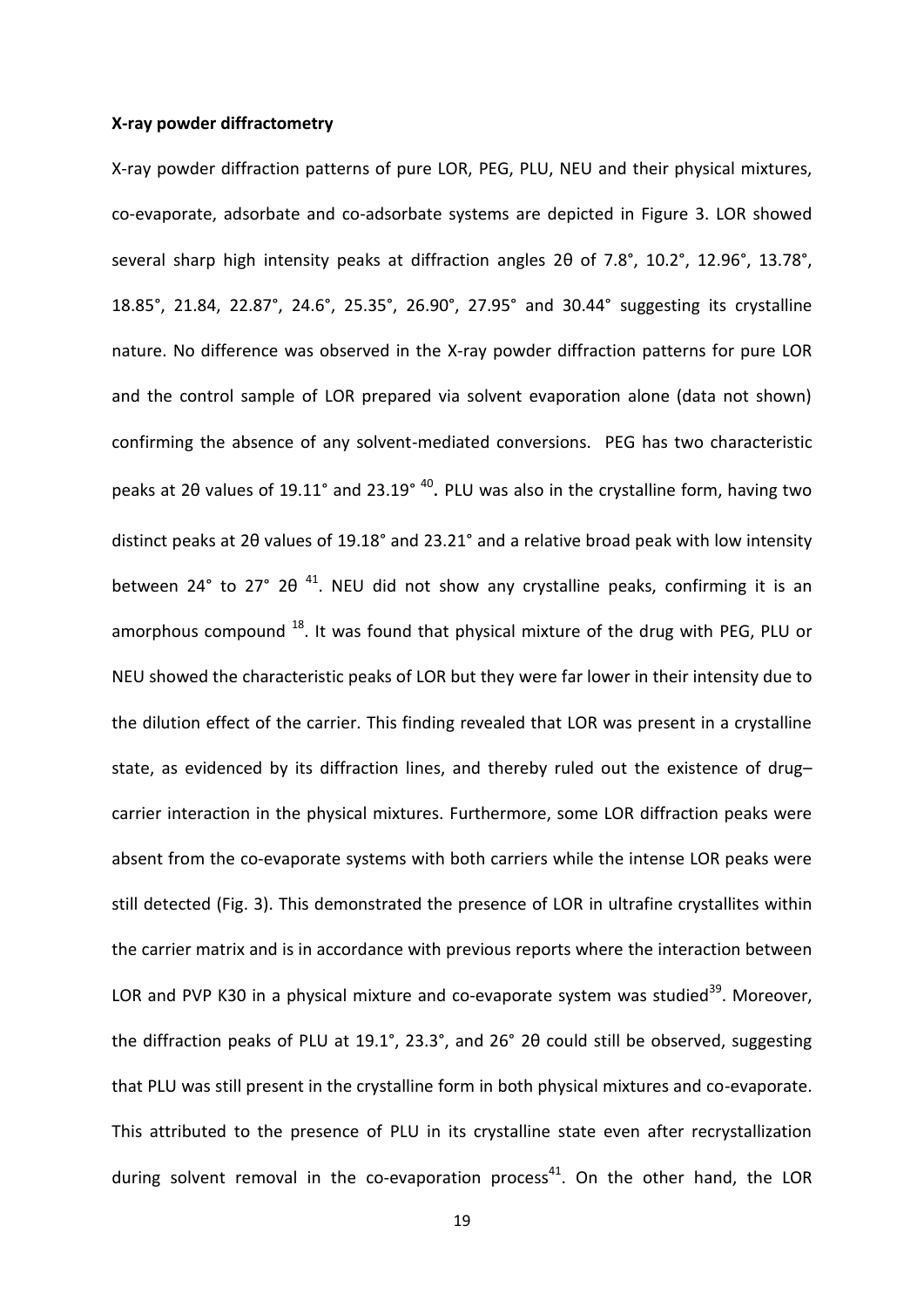**X-ray powder diffractometry**

X-ray powder diffraction patterns of pure LOR, PEG, PLU, NEU and their physical mixtures, co-evaporate, adsorbate and co-adsorbate systems are depicted in Figure 3. LOR showed several sharp high intensity peaks at diffraction angles 2θ of 7.8°, 10.2°, 12.96°, 13.78°, 18.85°, 21.84, 22.87°, 24.6°, 25.35°, 26.90°, 27.95° and 30.44° suggesting its crystalline nature. No difference was observed in the X-ray powder diffraction patterns for pure LOR and the control sample of LOR prepared via solvent evaporation alone (data not shown) confirming the absence of any solvent-mediated conversions. PEG has two characteristic peaks at 2θ values of 19.11° and 23.19° [40]. PLU was also in the crystalline form, having two distinct peaks at 2θ values of 19.18° and 23.21° and a relative broad peak with low intensity between 24° to 27° 2θ [41]. NEU did not show any crystalline peaks, confirming it is an amorphous compound [18]. It was found that physical mixture of the drug with PEG, PLU or NEU showed the characteristic peaks of LOR but they were far lower in their intensity due to the dilution effect of the carrier. This finding revealed that LOR was present in a crystalline state, as evidenced by its diffraction lines, and thereby ruled out the existence of drug–carrier interaction in the physical mixtures. Furthermore, some LOR diffraction peaks were absent from the co-evaporate systems with both carriers while the intense LOR peaks were still detected (Fig. 3). This demonstrated the presence of LOR in ultrafine crystallites within the carrier matrix and is in accordance with previous reports where the interaction between LOR and PVP K30 in a physical mixture and co-evaporate system was studied[39]. Moreover, the diffraction peaks of PLU at 19.1°, 23.3°, and 26° 2θ could still be observed, suggesting that PLU was still present in the crystalline form in both physical mixtures and co-evaporate. This attributed to the presence of PLU in its crystalline state even after recrystallization during solvent removal in the co-evaporation process[41]. On the other hand, the LOR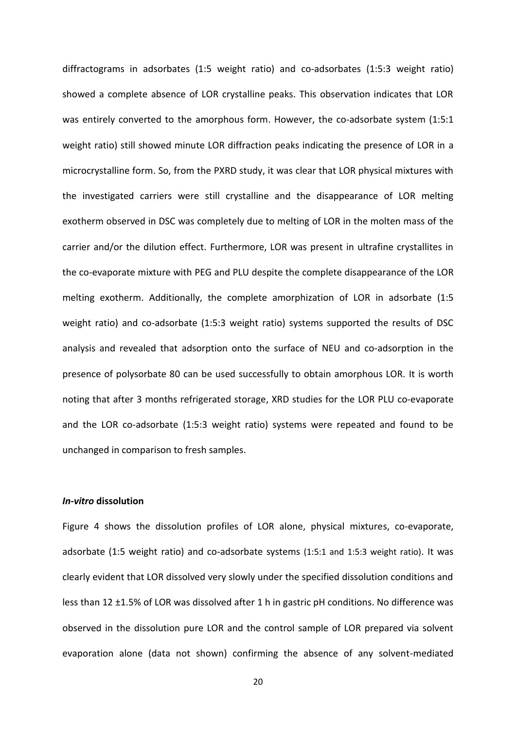diffractograms in adsorbates (1:5 weight ratio) and co-adsorbates (1:5:3 weight ratio) showed a complete absence of LOR crystalline peaks. This observation indicates that LOR was entirely converted to the amorphous form. However, the co-adsorbate system (1:5:1 weight ratio) still showed minute LOR diffraction peaks indicating the presence of LOR in a microcrystalline form. So, from the PXRD study, it was clear that LOR physical mixtures with the investigated carriers were still crystalline and the disappearance of LOR melting exotherm observed in DSC was completely due to melting of LOR in the molten mass of the carrier and/or the dilution effect. Furthermore, LOR was present in ultrafine crystallites in the co-evaporate mixture with PEG and PLU despite the complete disappearance of the LOR melting exotherm. Additionally, the complete amorphization of LOR in adsorbate (1:5 weight ratio) and co-adsorbate (1:5:3 weight ratio) systems supported the results of DSC analysis and revealed that adsorption onto the surface of NEU and co-adsorption in the presence of polysorbate 80 can be used successfully to obtain amorphous LOR. It is worth noting that after 3 months refrigerated storage, XRD studies for the LOR PLU co-evaporate and the LOR co-adsorbate (1:5:3 weight ratio) systems were repeated and found to be unchanged in comparison to fresh samples.

### *In-vitro* dissolution

Figure 4 shows the dissolution profiles of LOR alone, physical mixtures, co-evaporate, adsorbate (1:5 weight ratio) and co-adsorbate systems (1:5:1 and 1:5:3 weight ratio). It was clearly evident that LOR dissolved very slowly under the specified dissolution conditions and less than 12 ±1.5% of LOR was dissolved after 1 h in gastric pH conditions. No difference was observed in the dissolution pure LOR and the control sample of LOR prepared via solvent evaporation alone (data not shown) confirming the absence of any solvent-mediated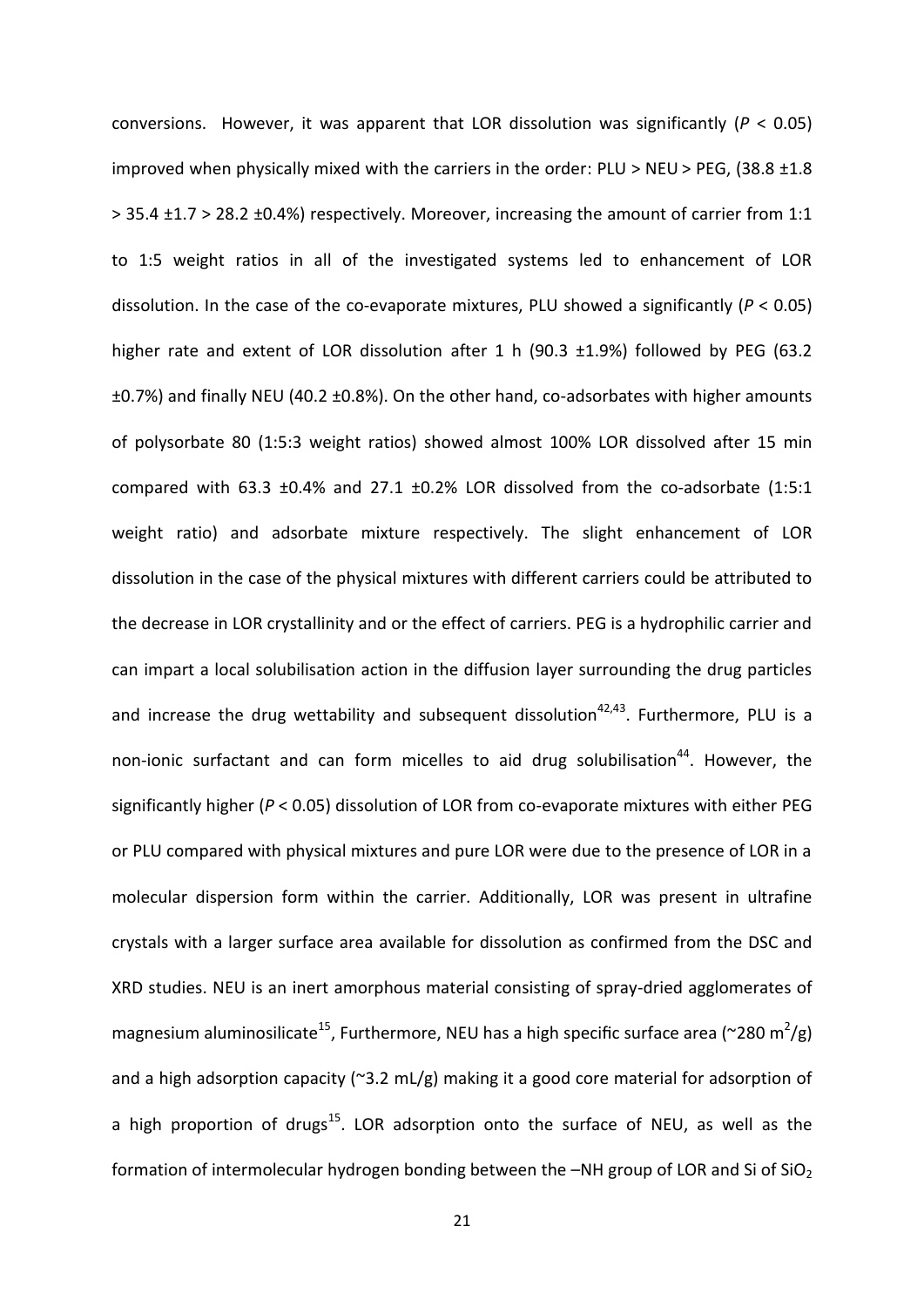conversions. However, it was apparent that LOR dissolution was significantly ($P < 0.05$) improved when physically mixed with the carriers in the order: PLU > NEU > PEG, (38.8 ±1.8 > 35.4 ±1.7 > 28.2 ±0.4%) respectively. Moreover, increasing the amount of carrier from 1:1 to 1:5 weight ratios in all of the investigated systems led to enhancement of LOR dissolution. In the case of the co-evaporate mixtures, PLU showed a significantly ($P < 0.05$) higher rate and extent of LOR dissolution after 1 h (90.3 ±1.9%) followed by PEG (63.2 ±0.7%) and finally NEU (40.2 ±0.8%). On the other hand, co-adsorbates with higher amounts of polysorbate 80 (1:5:3 weight ratios) showed almost 100% LOR dissolved after 15 min compared with 63.3 ±0.4% and 27.1 ±0.2% LOR dissolved from the co-adsorbate (1:5:1 weight ratio) and adsorbate mixture respectively. The slight enhancement of LOR dissolution in the case of the physical mixtures with different carriers could be attributed to the decrease in LOR crystallinity and or the effect of carriers. PEG is a hydrophilic carrier and can impart a local solubilisation action in the diffusion layer surrounding the drug particles and increase the drug wettability and subsequent dissolution[42,43]. Furthermore, PLU is a non-ionic surfactant and can form micelles to aid drug solubilisation[44]. However, the significantly higher ($P < 0.05$) dissolution of LOR from co-evaporate mixtures with either PEG or PLU compared with physical mixtures and pure LOR were due to the presence of LOR in a molecular dispersion form within the carrier. Additionally, LOR was present in ultrafine crystals with a larger surface area available for dissolution as confirmed from the DSC and XRD studies. NEU is an inert amorphous material consisting of spray-dried agglomerates of magnesium aluminosilicate[15], Furthermore, NEU has a high specific surface area (~280 $m^2/g$) and a high adsorption capacity (~3.2 mL/g) making it a good core material for adsorption of a high proportion of drugs[15]. LOR adsorption onto the surface of NEU, as well as the formation of intermolecular hydrogen bonding between the –NH group of LOR and Si of $SiO_2$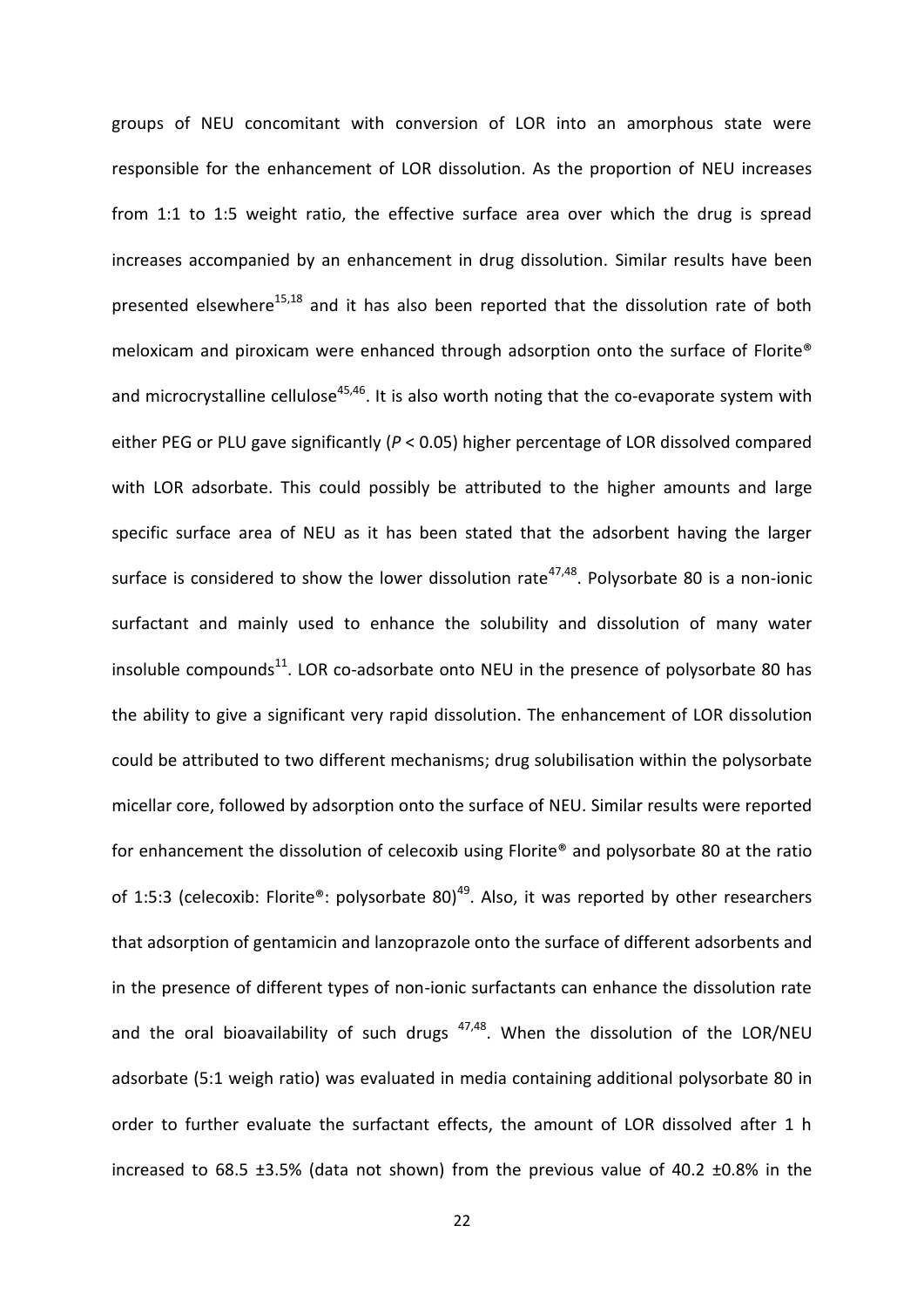groups of NEU concomitant with conversion of LOR into an amorphous state were responsible for the enhancement of LOR dissolution. As the proportion of NEU increases from 1:1 to 1:5 weight ratio, the effective surface area over which the drug is spread increases accompanied by an enhancement in drug dissolution. Similar results have been presented elsewhere[15,18] and it has also been reported that the dissolution rate of both meloxicam and piroxicam were enhanced through adsorption onto the surface of Florite® and microcrystalline cellulose[45,46]. It is also worth noting that the co-evaporate system with either PEG or PLU gave significantly ($P < 0.05$) higher percentage of LOR dissolved compared with LOR adsorbate. This could possibly be attributed to the higher amounts and large specific surface area of NEU as it has been stated that the adsorbent having the larger surface is considered to show the lower dissolution rate[47,48]. Polysorbate 80 is a non-ionic surfactant and mainly used to enhance the solubility and dissolution of many water insoluble compounds[11]. LOR co-adsorbate onto NEU in the presence of polysorbate 80 has the ability to give a significant very rapid dissolution. The enhancement of LOR dissolution could be attributed to two different mechanisms; drug solubilisation within the polysorbate micellar core, followed by adsorption onto the surface of NEU. Similar results were reported for enhancement the dissolution of celecoxib using Florite® and polysorbate 80 at the ratio of 1:5:3 (celecoxib: Florite®: polysorbate 80)[49]. Also, it was reported by other researchers that adsorption of gentamicin and lanzoprazole onto the surface of different adsorbents and in the presence of different types of non-ionic surfactants can enhance the dissolution rate and the oral bioavailability of such drugs [47,48]. When the dissolution of the LOR/NEU adsorbate (5:1 weigh ratio) was evaluated in media containing additional polysorbate 80 in order to further evaluate the surfactant effects, the amount of LOR dissolved after 1 h increased to 68.5 ±3.5% (data not shown) from the previous value of 40.2 ±0.8% in the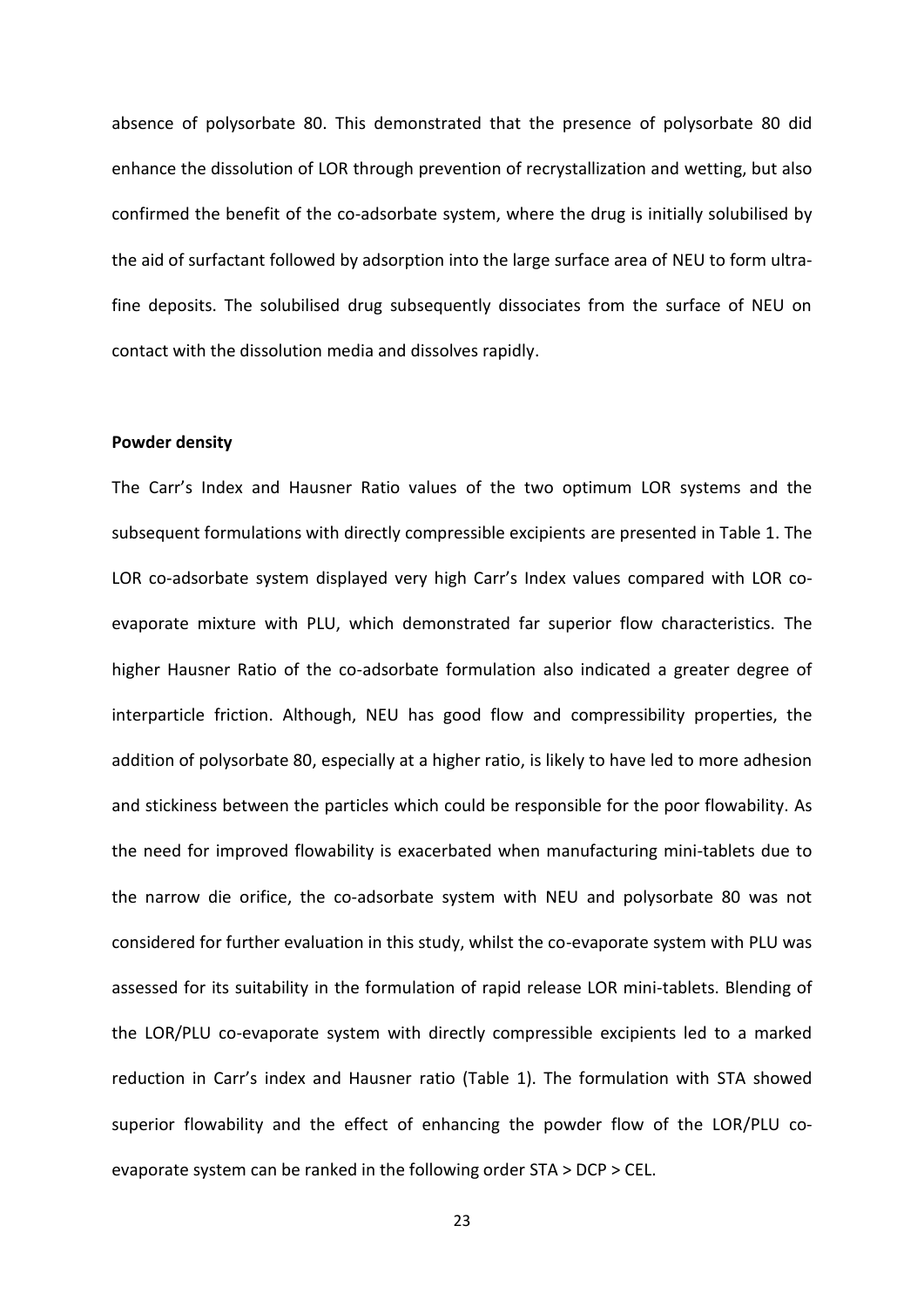absence of polysorbate 80. This demonstrated that the presence of polysorbate 80 did enhance the dissolution of LOR through prevention of recrystallization and wetting, but also confirmed the benefit of the co-adsorbate system, where the drug is initially solubilised by the aid of surfactant followed by adsorption into the large surface area of NEU to form ultra-fine deposits. The solubilised drug subsequently dissociates from the surface of NEU on contact with the dissolution media and dissolves rapidly.

**Powder density**

The Carr's Index and Hausner Ratio values of the two optimum LOR systems and the subsequent formulations with directly compressible excipients are presented in Table 1. The LOR co-adsorbate system displayed very high Carr's Index values compared with LOR co-evaporate mixture with PLU, which demonstrated far superior flow characteristics. The higher Hausner Ratio of the co-adsorbate formulation also indicated a greater degree of interparticle friction. Although, NEU has good flow and compressibility properties, the addition of polysorbate 80, especially at a higher ratio, is likely to have led to more adhesion and stickiness between the particles which could be responsible for the poor flowability. As the need for improved flowability is exacerbated when manufacturing mini-tablets due to the narrow die orifice, the co-adsorbate system with NEU and polysorbate 80 was not considered for further evaluation in this study, whilst the co-evaporate system with PLU was assessed for its suitability in the formulation of rapid release LOR mini-tablets. Blending of the LOR/PLU co-evaporate system with directly compressible excipients led to a marked reduction in Carr's index and Hausner ratio (Table 1). The formulation with STA showed superior flowability and the effect of enhancing the powder flow of the LOR/PLU co-evaporate system can be ranked in the following order STA > DCP > CEL.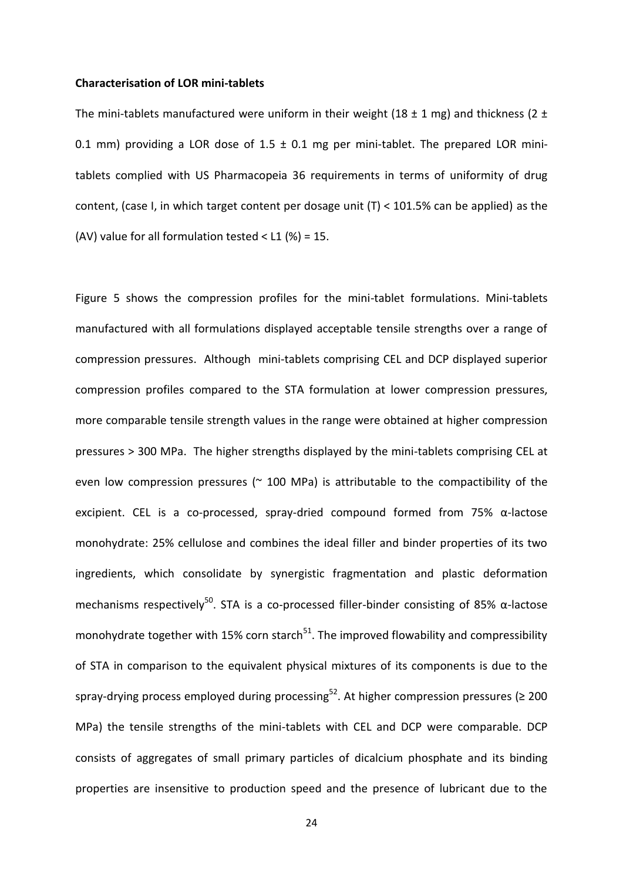**Characterisation of LOR mini-tablets**

The mini-tablets manufactured were uniform in their weight (18 ± 1 mg) and thickness (2 ± 0.1 mm) providing a LOR dose of 1.5 ± 0.1 mg per mini-tablet. The prepared LOR mini-tablets complied with US Pharmacopeia 36 requirements in terms of uniformity of drug content, (case I, in which target content per dosage unit (T) < 101.5% can be applied) as the (AV) value for all formulation tested < L1 (%) = 15.

Figure 5 shows the compression profiles for the mini-tablet formulations. Mini-tablets manufactured with all formulations displayed acceptable tensile strengths over a range of compression pressures. Although mini-tablets comprising CEL and DCP displayed superior compression profiles compared to the STA formulation at lower compression pressures, more comparable tensile strength values in the range were obtained at higher compression pressures > 300 MPa. The higher strengths displayed by the mini-tablets comprising CEL at even low compression pressures (~ 100 MPa) is attributable to the compactibility of the excipient. CEL is a co-processed, spray-dried compound formed from 75% α-lactose monohydrate: 25% cellulose and combines the ideal filler and binder properties of its two ingredients, which consolidate by synergistic fragmentation and plastic deformation mechanisms respectively[50]. STA is a co-processed filler-binder consisting of 85% α-lactose monohydrate together with 15% corn starch[51]. The improved flowability and compressibility of STA in comparison to the equivalent physical mixtures of its components is due to the spray-drying process employed during processing[52]. At higher compression pressures (≥ 200 MPa) the tensile strengths of the mini-tablets with CEL and DCP were comparable. DCP consists of aggregates of small primary particles of dicalcium phosphate and its binding properties are insensitive to production speed and the presence of lubricant due to the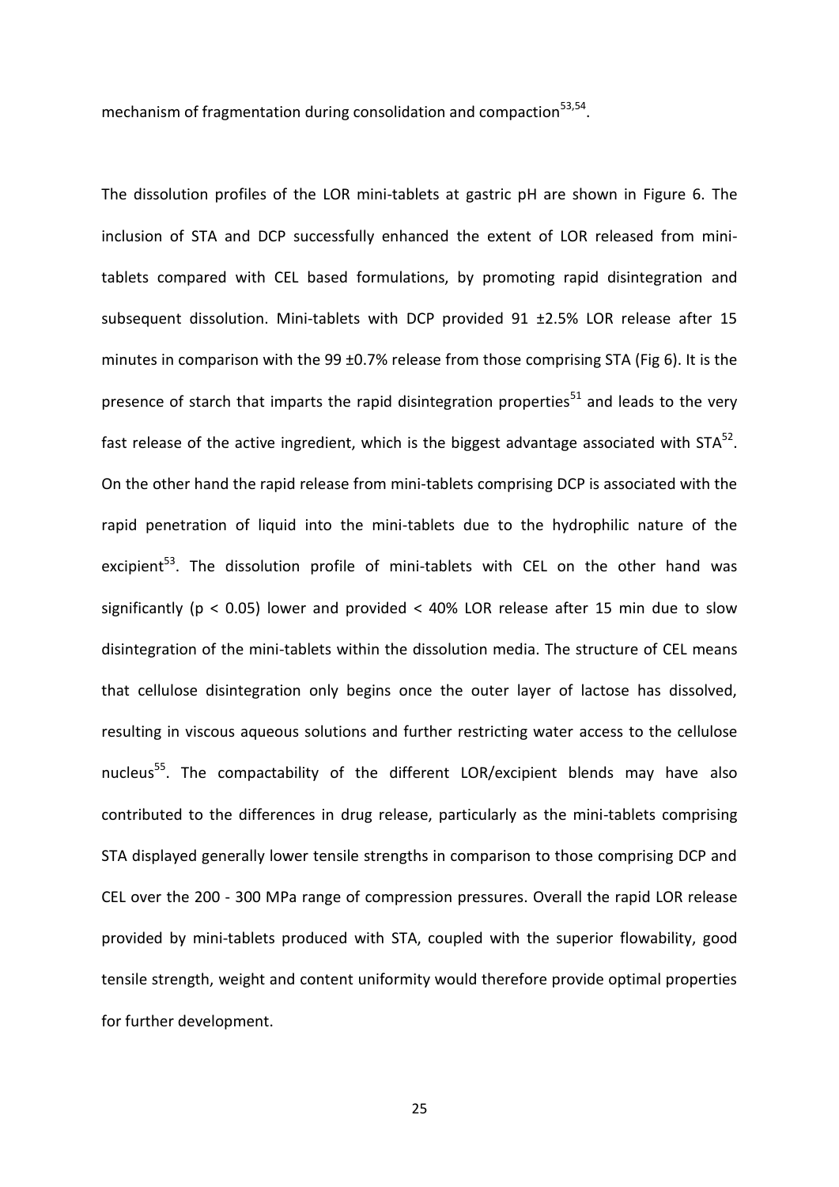mechanism of fragmentation during consolidation and compaction[53,54].

The dissolution profiles of the LOR mini-tablets at gastric pH are shown in Figure 6. The inclusion of STA and DCP successfully enhanced the extent of LOR released from mini-tablets compared with CEL based formulations, by promoting rapid disintegration and subsequent dissolution. Mini-tablets with DCP provided 91 ±2.5% LOR release after 15 minutes in comparison with the 99 ±0.7% release from those comprising STA (Fig 6). It is the presence of starch that imparts the rapid disintegration properties[51] and leads to the very fast release of the active ingredient, which is the biggest advantage associated with STA[52]. On the other hand the rapid release from mini-tablets comprising DCP is associated with the rapid penetration of liquid into the mini-tablets due to the hydrophilic nature of the excipient[53]. The dissolution profile of mini-tablets with CEL on the other hand was significantly ($p < 0.05$) lower and provided < 40% LOR release after 15 min due to slow disintegration of the mini-tablets within the dissolution media. The structure of CEL means that cellulose disintegration only begins once the outer layer of lactose has dissolved, resulting in viscous aqueous solutions and further restricting water access to the cellulose nucleus[55]. The compactability of the different LOR/excipient blends may have also contributed to the differences in drug release, particularly as the mini-tablets comprising STA displayed generally lower tensile strengths in comparison to those comprising DCP and CEL over the 200 - 300 MPa range of compression pressures. Overall the rapid LOR release provided by mini-tablets produced with STA, coupled with the superior flowability, good tensile strength, weight and content uniformity would therefore provide optimal properties for further development.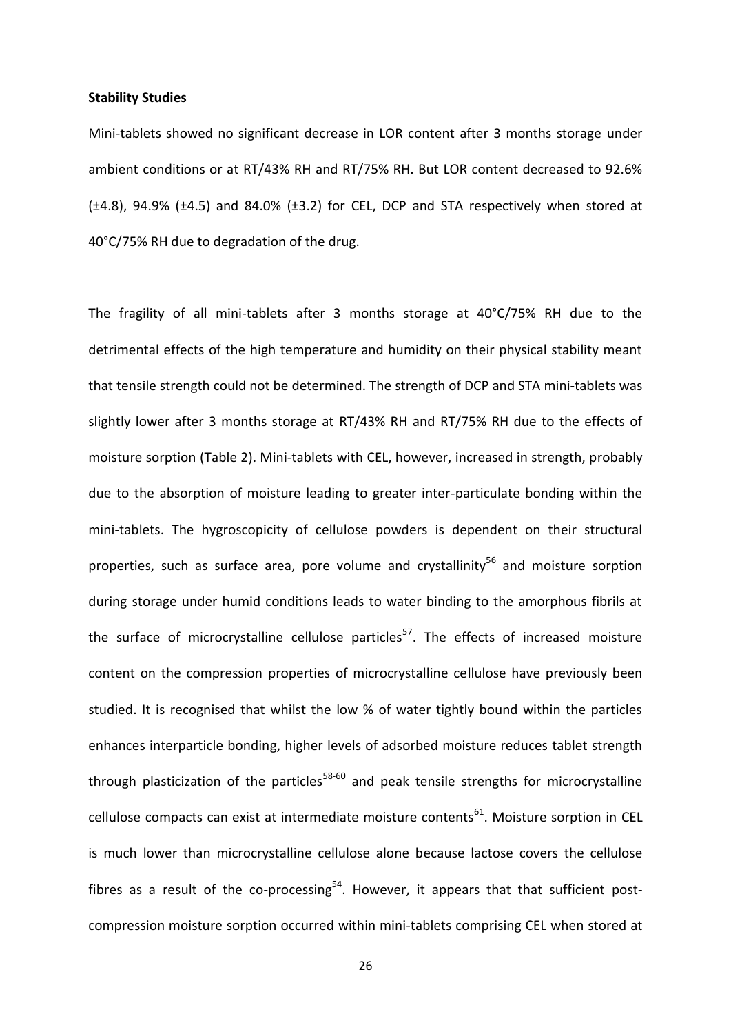**Stability Studies**

Mini-tablets showed no significant decrease in LOR content after 3 months storage under ambient conditions or at RT/43% RH and RT/75% RH. But LOR content decreased to 92.6% (±4.8), 94.9% (±4.5) and 84.0% (±3.2) for CEL, DCP and STA respectively when stored at 40°C/75% RH due to degradation of the drug.

The fragility of all mini-tablets after 3 months storage at 40°C/75% RH due to the detrimental effects of the high temperature and humidity on their physical stability meant that tensile strength could not be determined. The strength of DCP and STA mini-tablets was slightly lower after 3 months storage at RT/43% RH and RT/75% RH due to the effects of moisture sorption (Table 2). Mini-tablets with CEL, however, increased in strength, probably due to the absorption of moisture leading to greater inter-particulate bonding within the mini-tablets. The hygroscopicity of cellulose powders is dependent on their structural properties, such as surface area, pore volume and crystallinity[56] and moisture sorption during storage under humid conditions leads to water binding to the amorphous fibrils at the surface of microcrystalline cellulose particles[57]. The effects of increased moisture content on the compression properties of microcrystalline cellulose have previously been studied. It is recognised that whilst the low % of water tightly bound within the particles enhances interparticle bonding, higher levels of adsorbed moisture reduces tablet strength through plasticization of the particles[58-60] and peak tensile strengths for microcrystalline cellulose compacts can exist at intermediate moisture contents[61]. Moisture sorption in CEL is much lower than microcrystalline cellulose alone because lactose covers the cellulose fibres as a result of the co-processing[54]. However, it appears that that sufficient post-compression moisture sorption occurred within mini-tablets comprising CEL when stored at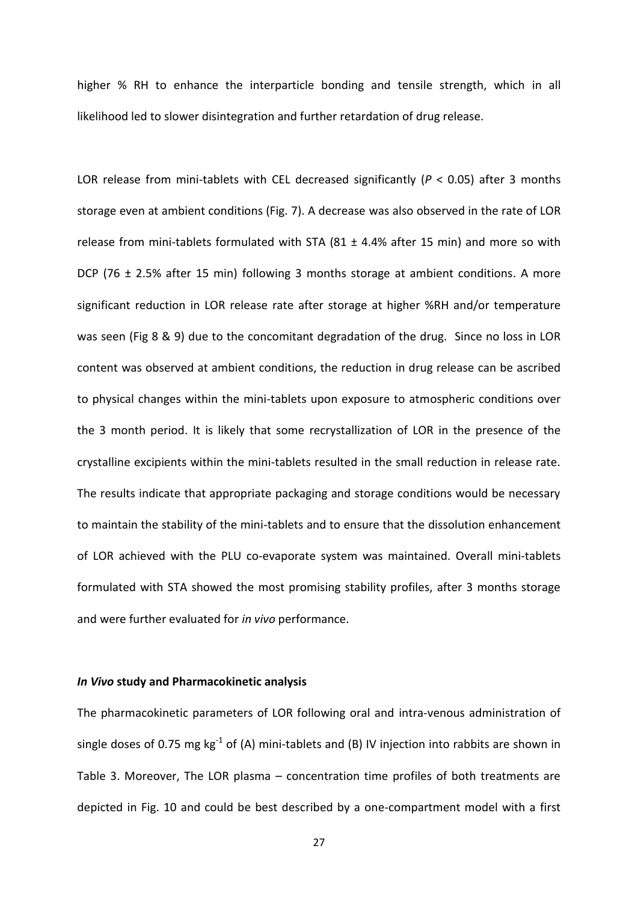higher % RH to enhance the interparticle bonding and tensile strength, which in all likelihood led to slower disintegration and further retardation of drug release.

LOR release from mini-tablets with CEL decreased significantly ($P < 0.05$) after 3 months storage even at ambient conditions (Fig. 7). A decrease was also observed in the rate of LOR release from mini-tablets formulated with STA (81 ± 4.4% after 15 min) and more so with DCP (76 ± 2.5% after 15 min) following 3 months storage at ambient conditions. A more significant reduction in LOR release rate after storage at higher %RH and/or temperature was seen (Fig 8 & 9) due to the concomitant degradation of the drug. Since no loss in LOR content was observed at ambient conditions, the reduction in drug release can be ascribed to physical changes within the mini-tablets upon exposure to atmospheric conditions over the 3 month period. It is likely that some recrystallization of LOR in the presence of the crystalline excipients within the mini-tablets resulted in the small reduction in release rate. The results indicate that appropriate packaging and storage conditions would be necessary to maintain the stability of the mini-tablets and to ensure that the dissolution enhancement of LOR achieved with the PLU co-evaporate system was maintained. Overall mini-tablets formulated with STA showed the most promising stability profiles, after 3 months storage and were further evaluated for *in vivo* performance.

### *In Vivo* study and Pharmacokinetic analysis

The pharmacokinetic parameters of LOR following oral and intra-venous administration of single doses of 0.75 mg $kg^{-1}$ of (A) mini-tablets and (B) IV injection into rabbits are shown in Table 3. Moreover, The LOR plasma – concentration time profiles of both treatments are depicted in Fig. 10 and could be best described by a one-compartment model with a first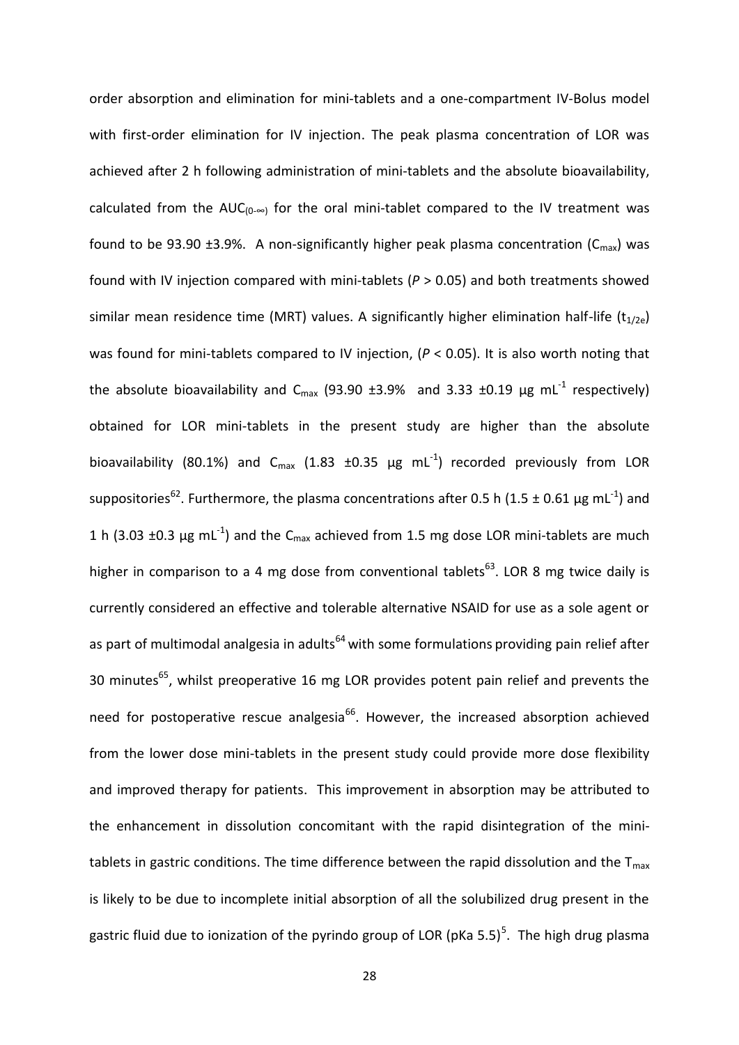order absorption and elimination for mini-tablets and a one-compartment IV-Bolus model with first-order elimination for IV injection. The peak plasma concentration of LOR was achieved after 2 h following administration of mini-tablets and the absolute bioavailability, calculated from the $AUC_{(0-\infty)}$ for the oral mini-tablet compared to the IV treatment was found to be 93.90 ±3.9%. A non-significantly higher peak plasma concentration ($C_{max}$) was found with IV injection compared with mini-tablets ($P > 0.05$) and both treatments showed similar mean residence time (MRT) values. A significantly higher elimination half-life ($t_{1/2e}$) was found for mini-tablets compared to IV injection, ($P < 0.05$). It is also worth noting that the absolute bioavailability and $C_{max}$ (93.90 ±3.9% and 3.33 ±0.19 µg $mL^{-1}$ respectively) obtained for LOR mini-tablets in the present study are higher than the absolute bioavailability (80.1%) and $C_{max}$ (1.83 ±0.35 µg $mL^{-1}$) recorded previously from LOR suppositories[62]. Furthermore, the plasma concentrations after 0.5 h (1.5 ± 0.61 µg $mL^{-1}$) and 1 h (3.03 ±0.3 µg $mL^{-1}$) and the $C_{max}$ achieved from 1.5 mg dose LOR mini-tablets are much higher in comparison to a 4 mg dose from conventional tablets[63]. LOR 8 mg twice daily is currently considered an effective and tolerable alternative NSAID for use as a sole agent or as part of multimodal analgesia in adults[64] with some formulations providing pain relief after 30 minutes[65], whilst preoperative 16 mg LOR provides potent pain relief and prevents the need for postoperative rescue analgesia[66]. However, the increased absorption achieved from the lower dose mini-tablets in the present study could provide more dose flexibility and improved therapy for patients. This improvement in absorption may be attributed to the enhancement in dissolution concomitant with the rapid disintegration of the mini-tablets in gastric conditions. The time difference between the rapid dissolution and the $T_{max}$ is likely to be due to incomplete initial absorption of all the solubilized drug present in the gastric fluid due to ionization of the pyrindo group of LOR (pKa 5.5)[5]. The high drug plasma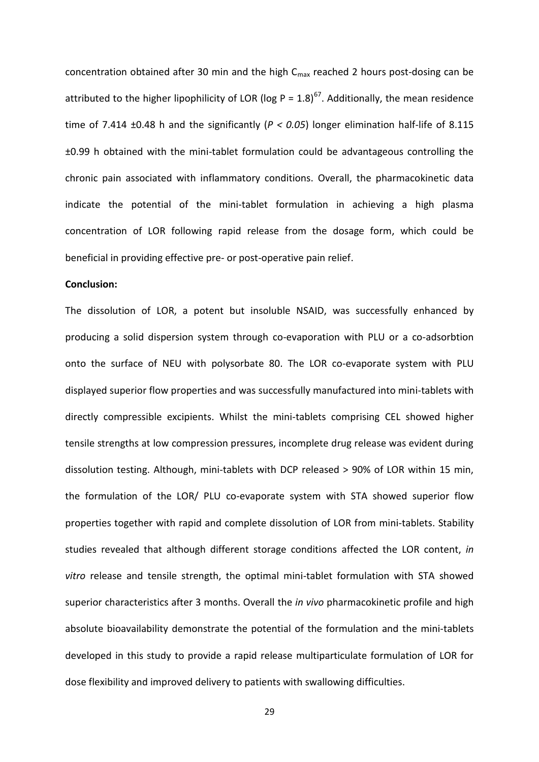concentration obtained after 30 min and the high $C_{max}$ reached 2 hours post-dosing can be attributed to the higher lipophilicity of LOR (log P = 1.8)[67]. Additionally, the mean residence time of 7.414 ±0.48 h and the significantly (*P < 0.05*) longer elimination half-life of 8.115 ±0.99 h obtained with the mini-tablet formulation could be advantageous controlling the chronic pain associated with inflammatory conditions. Overall, the pharmacokinetic data indicate the potential of the mini-tablet formulation in achieving a high plasma concentration of LOR following rapid release from the dosage form, which could be beneficial in providing effective pre- or post-operative pain relief.

**Conclusion:**

The dissolution of LOR, a potent but insoluble NSAID, was successfully enhanced by producing a solid dispersion system through co-evaporation with PLU or a co-adsorbtion onto the surface of NEU with polysorbate 80. The LOR co-evaporate system with PLU displayed superior flow properties and was successfully manufactured into mini-tablets with directly compressible excipients. Whilst the mini-tablets comprising CEL showed higher tensile strengths at low compression pressures, incomplete drug release was evident during dissolution testing. Although, mini-tablets with DCP released > 90% of LOR within 15 min, the formulation of the LOR/ PLU co-evaporate system with STA showed superior flow properties together with rapid and complete dissolution of LOR from mini-tablets. Stability studies revealed that although different storage conditions affected the LOR content, *in vitro* release and tensile strength, the optimal mini-tablet formulation with STA showed superior characteristics after 3 months. Overall the *in vivo* pharmacokinetic profile and high absolute bioavailability demonstrate the potential of the formulation and the mini-tablets developed in this study to provide a rapid release multiparticulate formulation of LOR for dose flexibility and improved delivery to patients with swallowing difficulties.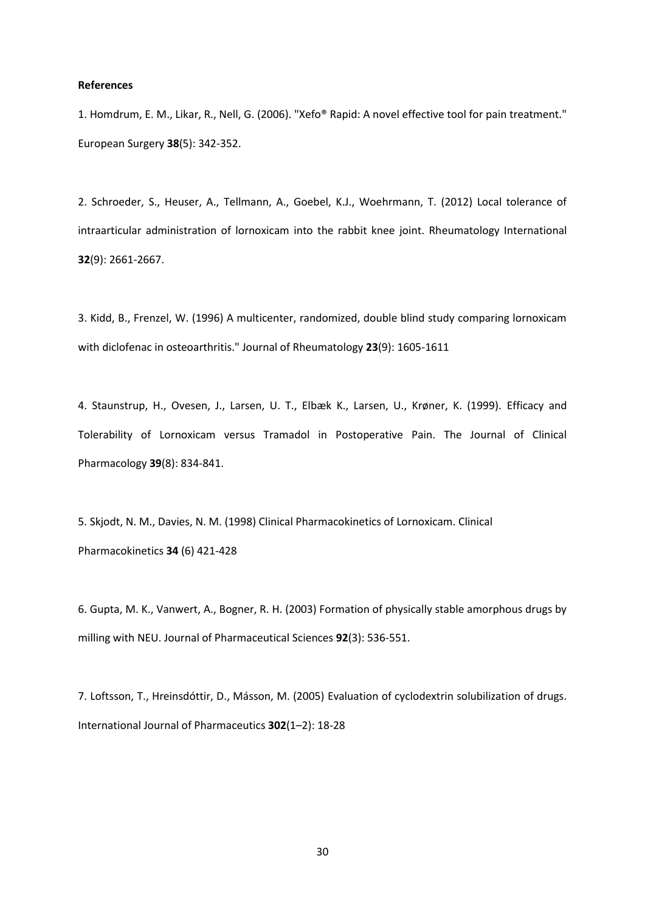**References**

1. Homdrum, E. M., Likar, R., Nell, G. (2006). "Xefo® Rapid: A novel effective tool for pain treatment." European Surgery **38**(5): 342-352.

2. Schroeder, S., Heuser, A., Tellmann, A., Goebel, K.J., Woehrmann, T. (2012) Local tolerance of intraarticular administration of lornoxicam into the rabbit knee joint. Rheumatology International **32**(9): 2661-2667.

3. Kidd, B., Frenzel, W. (1996) A multicenter, randomized, double blind study comparing lornoxicam with diclofenac in osteoarthritis." Journal of Rheumatology **23**(9): 1605-1611

4. Staunstrup, H., Ovesen, J., Larsen, U. T., Elbæk K., Larsen, U., Krøner, K. (1999). Efficacy and Tolerability of Lornoxicam versus Tramadol in Postoperative Pain. The Journal of Clinical Pharmacology **39**(8): 834-841.

5. Skjodt, N. M., Davies, N. M. (1998) Clinical Pharmacokinetics of Lornoxicam. Clinical Pharmacokinetics **34** (6) 421-428

6. Gupta, M. K., Vanwert, A., Bogner, R. H. (2003) Formation of physically stable amorphous drugs by milling with NEU. Journal of Pharmaceutical Sciences **92**(3): 536-551.

7. Loftsson, T., Hreinsdóttir, D., Másson, M. (2005) Evaluation of cyclodextrin solubilization of drugs. International Journal of Pharmaceutics **302**(1–2): 18-28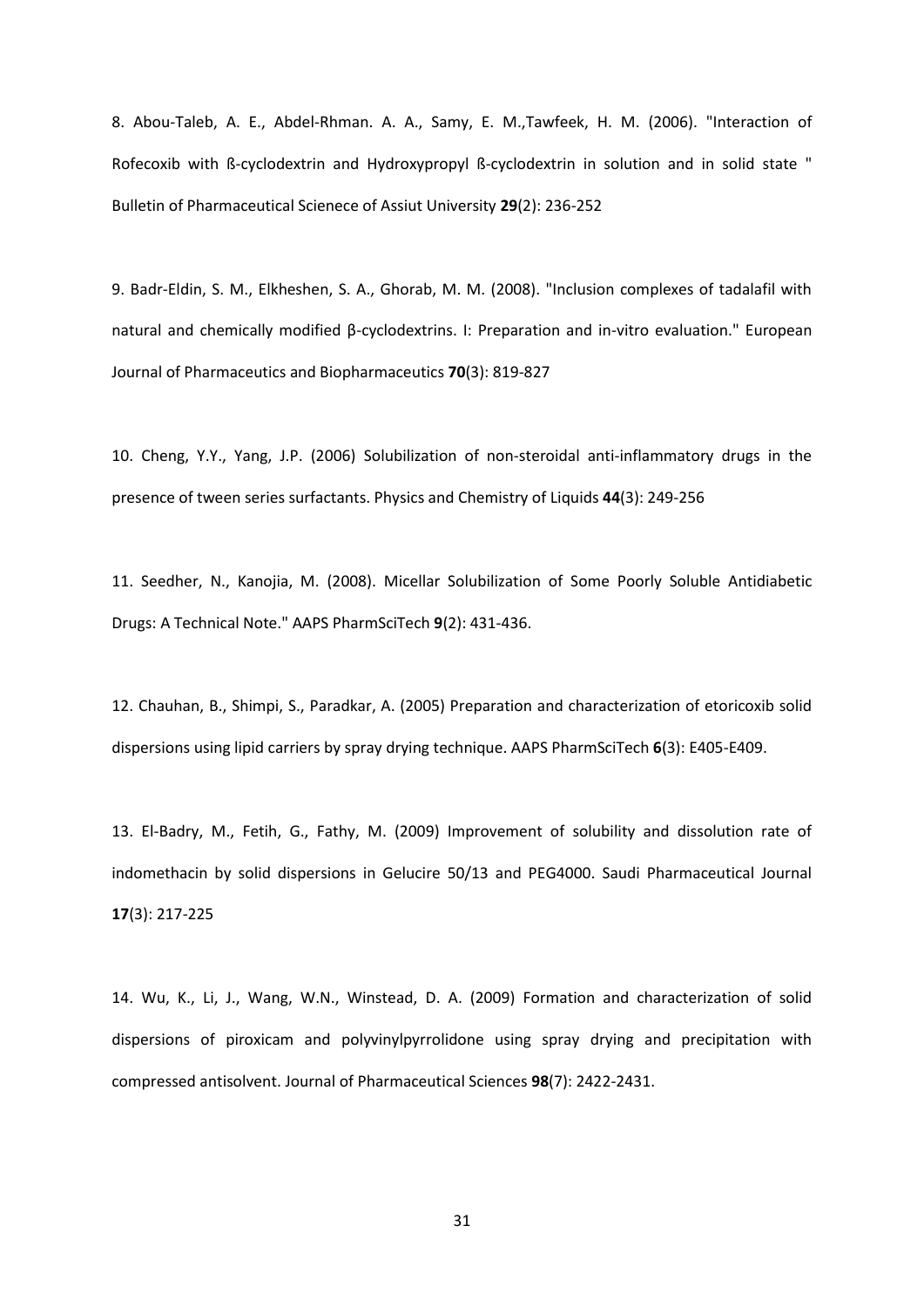8. Abou-Taleb, A. E., Abdel-Rhman. A. A., Samy, E. M.,Tawfeek, H. M. (2006). "Interaction of Rofecoxib with ß-cyclodextrin and Hydroxypropyl ß-cyclodextrin in solution and in solid state " Bulletin of Pharmaceutical Scienece of Assiut University **29**(2): 236-252

9. Badr-Eldin, S. M., Elkheshen, S. A., Ghorab, M. M. (2008). "Inclusion complexes of tadalafil with natural and chemically modified β-cyclodextrins. I: Preparation and in-vitro evaluation." European Journal of Pharmaceutics and Biopharmaceutics **70**(3): 819-827

10. Cheng, Y.Y., Yang, J.P. (2006) Solubilization of non-steroidal anti-inflammatory drugs in the presence of tween series surfactants. Physics and Chemistry of Liquids **44**(3): 249-256

11. Seedher, N., Kanojia, M. (2008). Micellar Solubilization of Some Poorly Soluble Antidiabetic Drugs: A Technical Note." AAPS PharmSciTech **9**(2): 431-436.

12. Chauhan, B., Shimpi, S., Paradkar, A. (2005) Preparation and characterization of etoricoxib solid dispersions using lipid carriers by spray drying technique. AAPS PharmSciTech **6**(3): E405-E409.

13. El-Badry, M., Fetih, G., Fathy, M. (2009) Improvement of solubility and dissolution rate of indomethacin by solid dispersions in Gelucire 50/13 and PEG4000. Saudi Pharmaceutical Journal **17**(3): 217-225

14. Wu, K., Li, J., Wang, W.N., Winstead, D. A. (2009) Formation and characterization of solid dispersions of piroxicam and polyvinylpyrrolidone using spray drying and precipitation with compressed antisolvent. Journal of Pharmaceutical Sciences **98**(7): 2422-2431.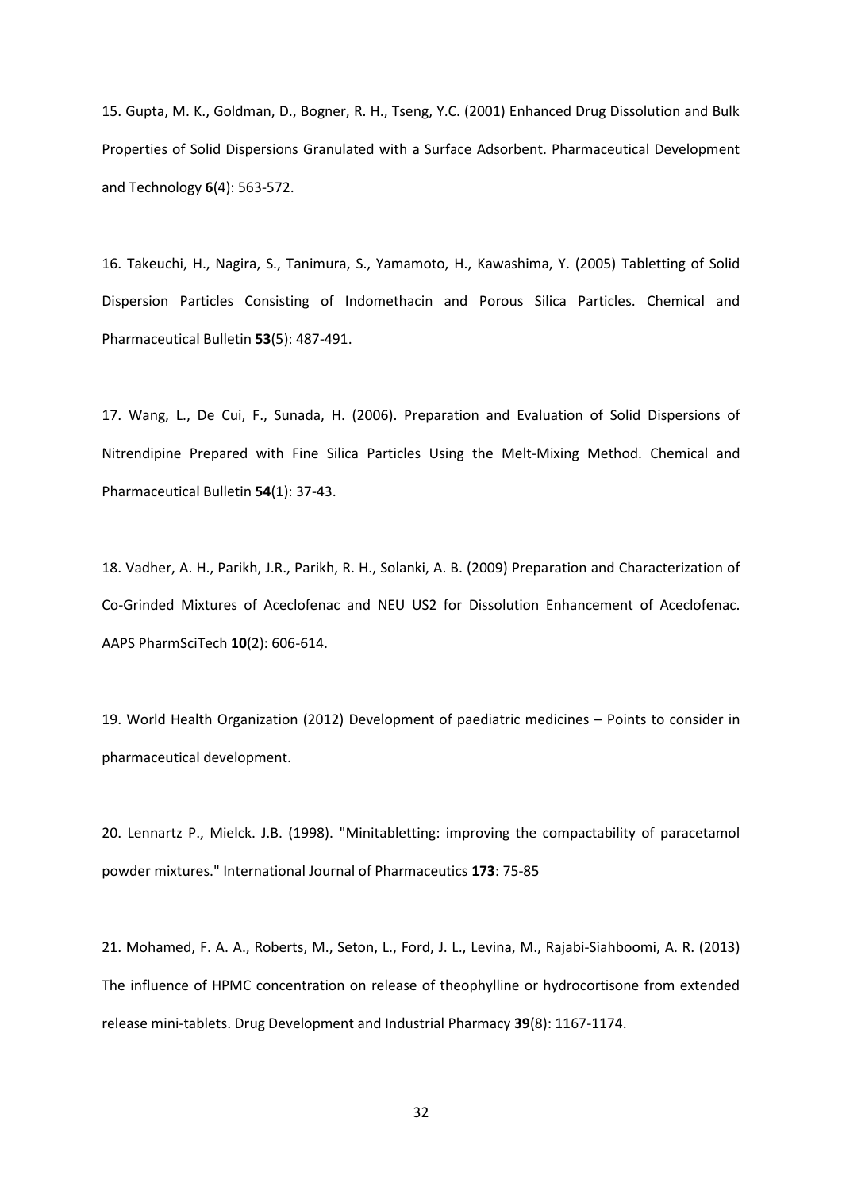15. Gupta, M. K., Goldman, D., Bogner, R. H., Tseng, Y.C. (2001) Enhanced Drug Dissolution and Bulk Properties of Solid Dispersions Granulated with a Surface Adsorbent. Pharmaceutical Development and Technology **6**(4): 563-572.

16. Takeuchi, H., Nagira, S., Tanimura, S., Yamamoto, H., Kawashima, Y. (2005) Tabletting of Solid Dispersion Particles Consisting of Indomethacin and Porous Silica Particles. Chemical and Pharmaceutical Bulletin **53**(5): 487-491.

17. Wang, L., De Cui, F., Sunada, H. (2006). Preparation and Evaluation of Solid Dispersions of Nitrendipine Prepared with Fine Silica Particles Using the Melt-Mixing Method. Chemical and Pharmaceutical Bulletin **54**(1): 37-43.

18. Vadher, A. H., Parikh, J.R., Parikh, R. H., Solanki, A. B. (2009) Preparation and Characterization of Co-Grinded Mixtures of Aceclofenac and NEU US2 for Dissolution Enhancement of Aceclofenac. AAPS PharmSciTech **10**(2): 606-614.

19. World Health Organization (2012) Development of paediatric medicines – Points to consider in pharmaceutical development.

20. Lennartz P., Mielck. J.B. (1998). "Minitabletting: improving the compactability of paracetamol powder mixtures." International Journal of Pharmaceutics **173**: 75-85

21. Mohamed, F. A. A., Roberts, M., Seton, L., Ford, J. L., Levina, M., Rajabi-Siahboomi, A. R. (2013) The influence of HPMC concentration on release of theophylline or hydrocortisone from extended release mini-tablets. Drug Development and Industrial Pharmacy **39**(8): 1167-1174.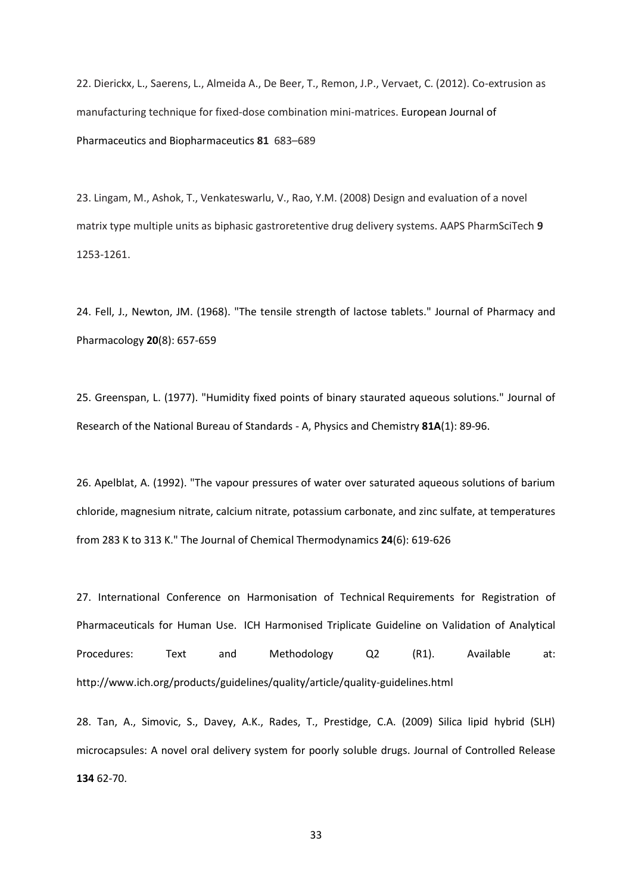22. Dierickx, L., Saerens, L., Almeida A., De Beer, T., Remon, J.P., Vervaet, C. (2012). Co-extrusion as manufacturing technique for fixed-dose combination mini-matrices. European Journal of Pharmaceutics and Biopharmaceutics **81** 683–689

23. Lingam, M., Ashok, T., Venkateswarlu, V., Rao, Y.M. (2008) Design and evaluation of a novel matrix type multiple units as biphasic gastroretentive drug delivery systems. AAPS PharmSciTech **9** 1253-1261.

24. Fell, J., Newton, JM. (1968). "The tensile strength of lactose tablets." Journal of Pharmacy and Pharmacology **20**(8): 657-659

25. Greenspan, L. (1977). "Humidity fixed points of binary staurated aqueous solutions." Journal of Research of the National Bureau of Standards - A, Physics and Chemistry **81A**(1): 89-96.

26. Apelblat, A. (1992). "The vapour pressures of water over saturated aqueous solutions of barium chloride, magnesium nitrate, calcium nitrate, potassium carbonate, and zinc sulfate, at temperatures from 283 K to 313 K." The Journal of Chemical Thermodynamics **24**(6): 619-626

27. International Conference on Harmonisation of Technical Requirements for Registration of Pharmaceuticals for Human Use. ICH Harmonised Triplicate Guideline on Validation of Analytical Procedures: Text and Methodology Q2 (R1). Available at: http://www.ich.org/products/guidelines/quality/article/quality-guidelines.html

28. Tan, A., Simovic, S., Davey, A.K., Rades, T., Prestidge, C.A. (2009) Silica lipid hybrid (SLH) microcapsules: A novel oral delivery system for poorly soluble drugs. Journal of Controlled Release **134** 62-70.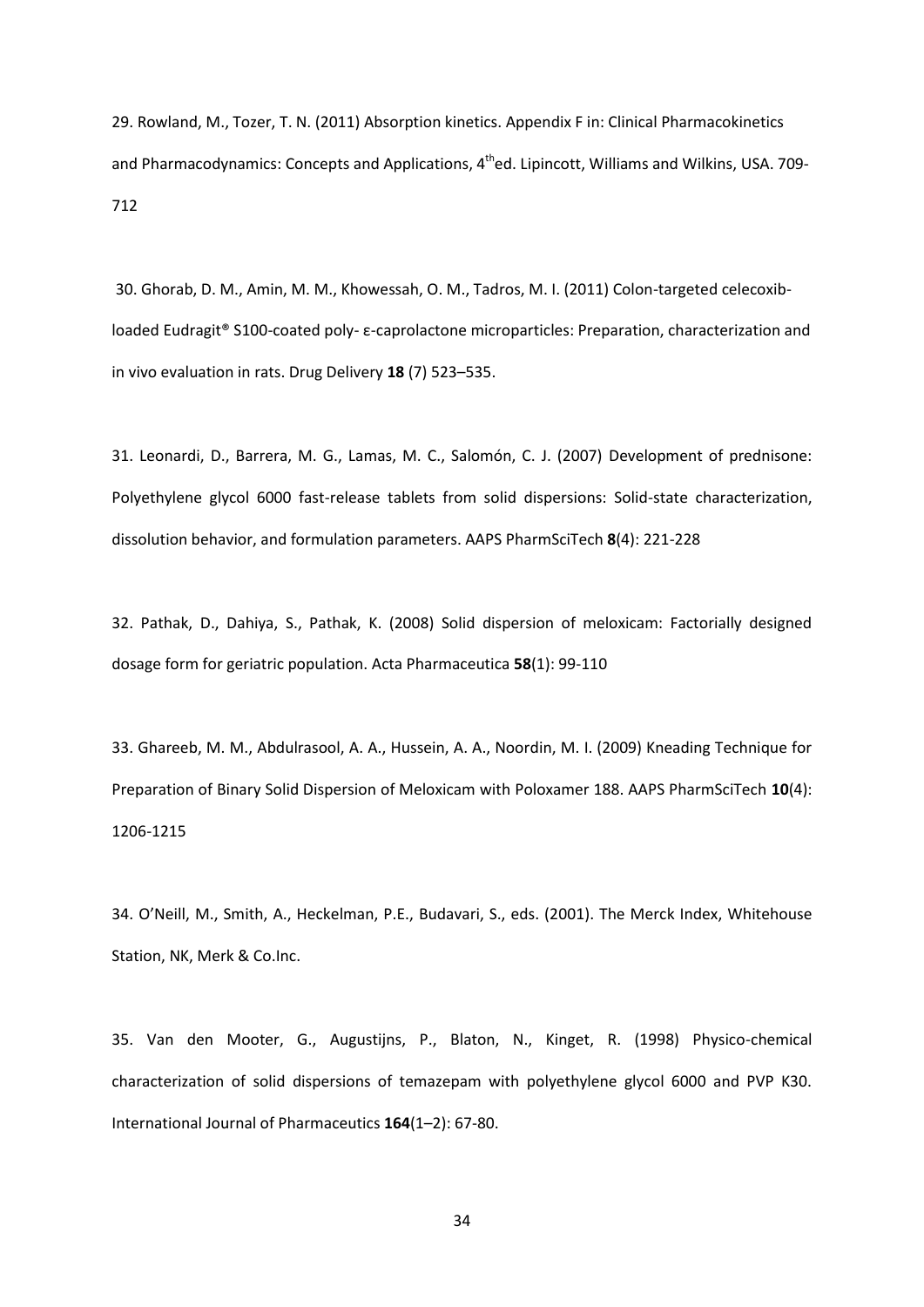29. Rowland, M., Tozer, T. N. (2011) Absorption kinetics. Appendix F in: Clinical Pharmacokinetics and Pharmacodynamics: Concepts and Applications, 4[th]ed. Lipincott, Williams and Wilkins, USA. 709-712

30. Ghorab, D. M., Amin, M. M., Khowessah, O. M., Tadros, M. I. (2011) Colon-targeted celecoxib-loaded Eudragit® S100-coated poly- ε-caprolactone microparticles: Preparation, characterization and in vivo evaluation in rats. Drug Delivery **18** (7) 523–535.

31. Leonardi, D., Barrera, M. G., Lamas, M. C., Salomón, C. J. (2007) Development of prednisone: Polyethylene glycol 6000 fast-release tablets from solid dispersions: Solid-state characterization, dissolution behavior, and formulation parameters. AAPS PharmSciTech **8**(4): 221-228

32. Pathak, D., Dahiya, S., Pathak, K. (2008) Solid dispersion of meloxicam: Factorially designed dosage form for geriatric population. Acta Pharmaceutica **58**(1): 99-110

33. Ghareeb, M. M., Abdulrasool, A. A., Hussein, A. A., Noordin, M. I. (2009) Kneading Technique for Preparation of Binary Solid Dispersion of Meloxicam with Poloxamer 188. AAPS PharmSciTech **10**(4): 1206-1215

34. O'Neill, M., Smith, A., Heckelman, P.E., Budavari, S., eds. (2001). The Merck Index, Whitehouse Station, NK, Merk & Co.Inc.

35. Van den Mooter, G., Augustijns, P., Blaton, N., Kinget, R. (1998) Physico-chemical characterization of solid dispersions of temazepam with polyethylene glycol 6000 and PVP K30. International Journal of Pharmaceutics **164**(1–2): 67-80.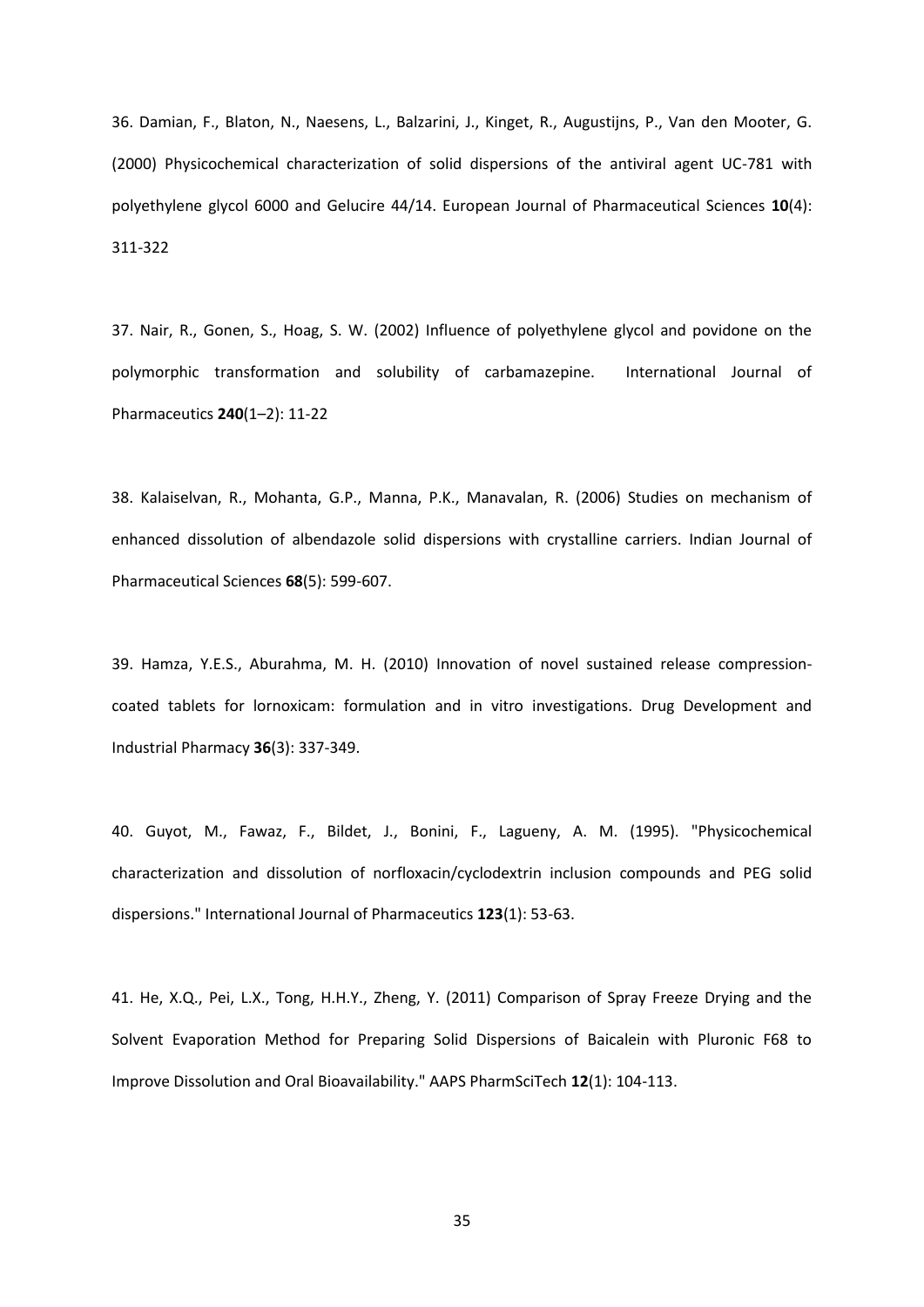36. Damian, F., Blaton, N., Naesens, L., Balzarini, J., Kinget, R., Augustijns, P., Van den Mooter, G. (2000) Physicochemical characterization of solid dispersions of the antiviral agent UC-781 with polyethylene glycol 6000 and Gelucire 44/14. European Journal of Pharmaceutical Sciences **10**(4): 311-322

37. Nair, R., Gonen, S., Hoag, S. W. (2002) Influence of polyethylene glycol and povidone on the polymorphic transformation and solubility of carbamazepine. International Journal of Pharmaceutics **240**(1–2): 11-22

38. Kalaiselvan, R., Mohanta, G.P., Manna, P.K., Manavalan, R. (2006) Studies on mechanism of enhanced dissolution of albendazole solid dispersions with crystalline carriers. Indian Journal of Pharmaceutical Sciences **68**(5): 599-607.

39. Hamza, Y.E.S., Aburahma, M. H. (2010) Innovation of novel sustained release compression-coated tablets for lornoxicam: formulation and in vitro investigations. Drug Development and Industrial Pharmacy **36**(3): 337-349.

40. Guyot, M., Fawaz, F., Bildet, J., Bonini, F., Lagueny, A. M. (1995). "Physicochemical characterization and dissolution of norfloxacin/cyclodextrin inclusion compounds and PEG solid dispersions." International Journal of Pharmaceutics **123**(1): 53-63.

41. He, X.Q., Pei, L.X., Tong, H.H.Y., Zheng, Y. (2011) Comparison of Spray Freeze Drying and the Solvent Evaporation Method for Preparing Solid Dispersions of Baicalein with Pluronic F68 to Improve Dissolution and Oral Bioavailability." AAPS PharmSciTech **12**(1): 104-113.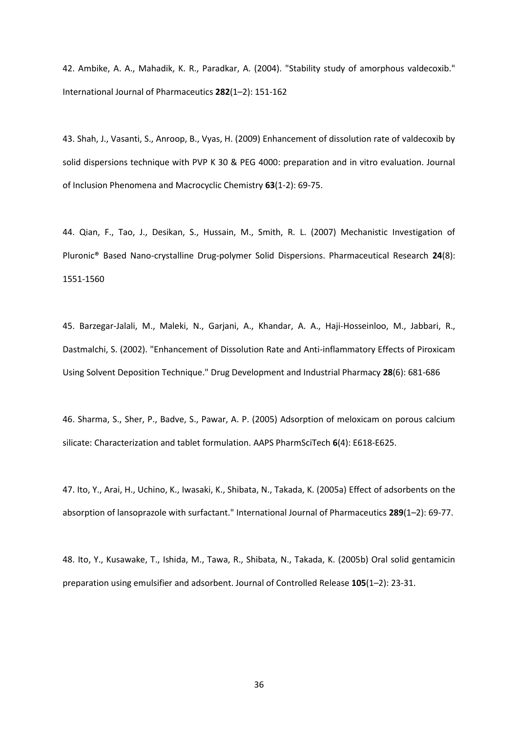42. Ambike, A. A., Mahadik, K. R., Paradkar, A. (2004). "Stability study of amorphous valdecoxib." International Journal of Pharmaceutics **282**(1–2): 151-162

43. Shah, J., Vasanti, S., Anroop, B., Vyas, H. (2009) Enhancement of dissolution rate of valdecoxib by solid dispersions technique with PVP K 30 & PEG 4000: preparation and in vitro evaluation. Journal of Inclusion Phenomena and Macrocyclic Chemistry **63**(1-2): 69-75.

44. Qian, F., Tao, J., Desikan, S., Hussain, M., Smith, R. L. (2007) Mechanistic Investigation of Pluronic® Based Nano-crystalline Drug-polymer Solid Dispersions. Pharmaceutical Research **24**(8): 1551-1560

45. Barzegar-Jalali, M., Maleki, N., Garjani, A., Khandar, A. A., Haji-Hosseinloo, M., Jabbari, R., Dastmalchi, S. (2002). "Enhancement of Dissolution Rate and Anti-inflammatory Effects of Piroxicam Using Solvent Deposition Technique." Drug Development and Industrial Pharmacy **28**(6): 681-686

46. Sharma, S., Sher, P., Badve, S., Pawar, A. P. (2005) Adsorption of meloxicam on porous calcium silicate: Characterization and tablet formulation. AAPS PharmSciTech **6**(4): E618-E625.

47. Ito, Y., Arai, H., Uchino, K., Iwasaki, K., Shibata, N., Takada, K. (2005a) Effect of adsorbents on the absorption of lansoprazole with surfactant." International Journal of Pharmaceutics **289**(1–2): 69-77.

48. Ito, Y., Kusawake, T., Ishida, M., Tawa, R., Shibata, N., Takada, K. (2005b) Oral solid gentamicin preparation using emulsifier and adsorbent. Journal of Controlled Release **105**(1–2): 23-31.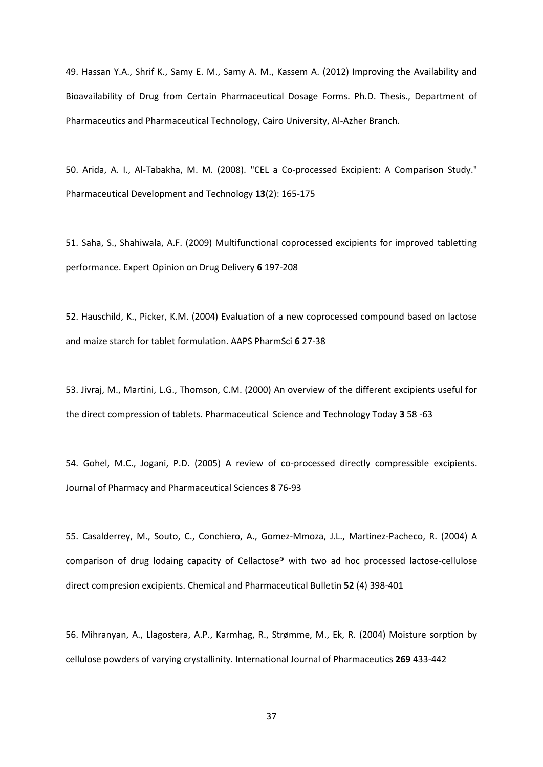49. Hassan Y.A., Shrif K., Samy E. M., Samy A. M., Kassem A. (2012) Improving the Availability and Bioavailability of Drug from Certain Pharmaceutical Dosage Forms. Ph.D. Thesis., Department of Pharmaceutics and Pharmaceutical Technology, Cairo University, Al-Azher Branch.

50. Arida, A. I., Al-Tabakha, M. M. (2008). "CEL a Co-processed Excipient: A Comparison Study." Pharmaceutical Development and Technology **13**(2): 165-175

51. Saha, S., Shahiwala, A.F. (2009) Multifunctional coprocessed excipients for improved tabletting performance. Expert Opinion on Drug Delivery **6** 197-208

52. Hauschild, K., Picker, K.M. (2004) Evaluation of a new coprocessed compound based on lactose and maize starch for tablet formulation. AAPS PharmSci **6** 27-38

53. Jivraj, M., Martini, L.G., Thomson, C.M. (2000) An overview of the different excipients useful for the direct compression of tablets. Pharmaceutical Science and Technology Today **3** 58 -63

54. Gohel, M.C., Jogani, P.D. (2005) A review of co-processed directly compressible excipients. Journal of Pharmacy and Pharmaceutical Sciences **8** 76-93

55. Casalderrey, M., Souto, C., Conchiero, A., Gomez-Mmoza, J.L., Martinez-Pacheco, R. (2004) A comparison of drug lodaing capacity of Cellactose® with two ad hoc processed lactose-cellulose direct compresion excipients. Chemical and Pharmaceutical Bulletin **52** (4) 398-401

56. Mihranyan, A., Llagostera, A.P., Karmhag, R., Strømme, M., Ek, R. (2004) Moisture sorption by cellulose powders of varying crystallinity. International Journal of Pharmaceutics **269** 433-442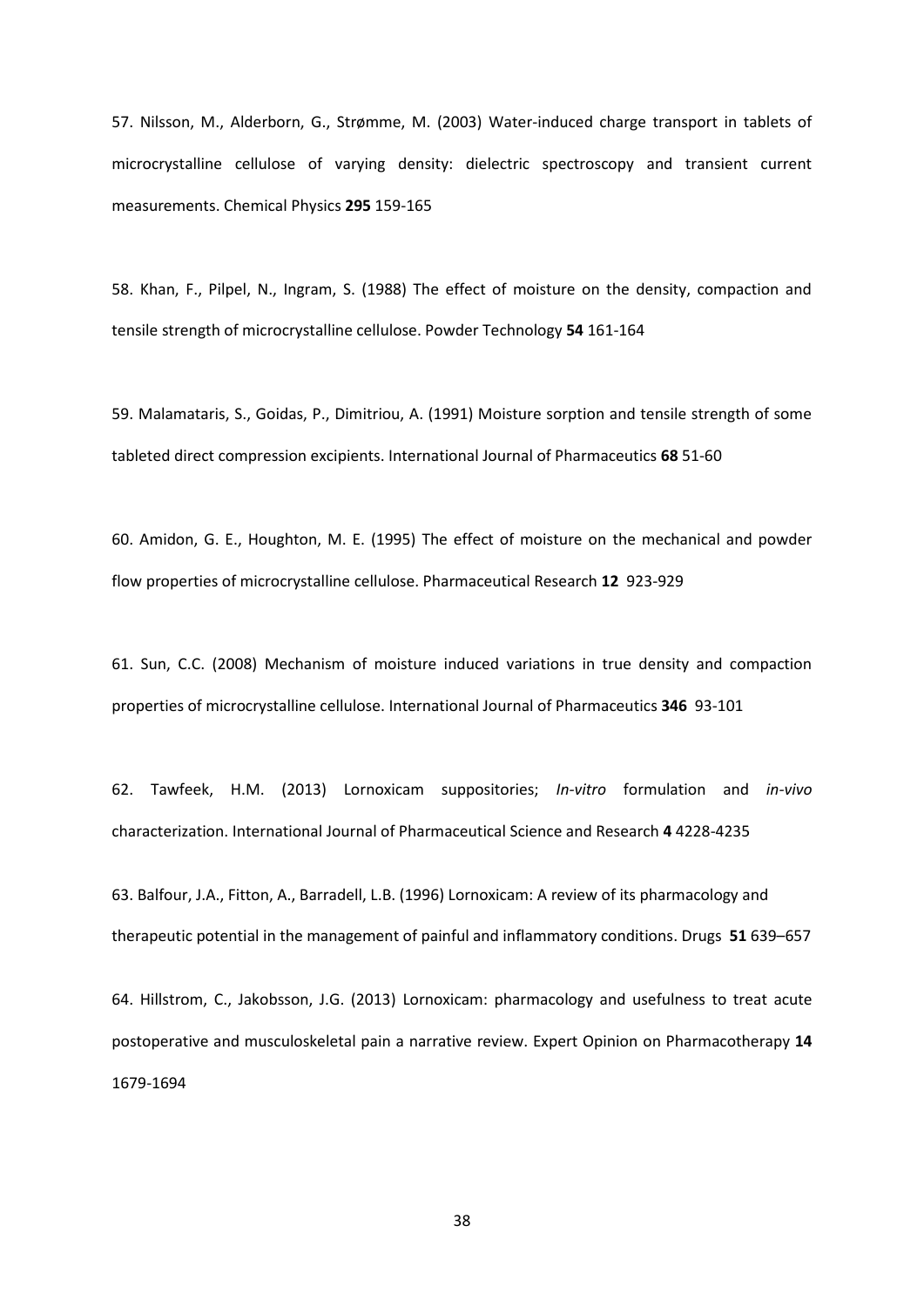57. Nilsson, M., Alderborn, G., Strømme, M. (2003) Water-induced charge transport in tablets of microcrystalline cellulose of varying density: dielectric spectroscopy and transient current measurements. Chemical Physics **295** 159-165

58. Khan, F., Pilpel, N., Ingram, S. (1988) The effect of moisture on the density, compaction and tensile strength of microcrystalline cellulose. Powder Technology **54** 161-164

59. Malamataris, S., Goidas, P., Dimitriou, A. (1991) Moisture sorption and tensile strength of some tableted direct compression excipients. International Journal of Pharmaceutics **68** 51-60

60. Amidon, G. E., Houghton, M. E. (1995) The effect of moisture on the mechanical and powder flow properties of microcrystalline cellulose. Pharmaceutical Research **12** 923-929

61. Sun, C.C. (2008) Mechanism of moisture induced variations in true density and compaction properties of microcrystalline cellulose. International Journal of Pharmaceutics **346** 93-101

62. Tawfeek, H.M. (2013) Lornoxicam suppositories; *In-vitro* formulation and *in-vivo* characterization. International Journal of Pharmaceutical Science and Research **4** 4228-4235

63. Balfour, J.A., Fitton, A., Barradell, L.B. (1996) Lornoxicam: A review of its pharmacology and therapeutic potential in the management of painful and inflammatory conditions. Drugs **51** 639–657

64. Hillstrom, C., Jakobsson, J.G. (2013) Lornoxicam: pharmacology and usefulness to treat acute postoperative and musculoskeletal pain a narrative review. Expert Opinion on Pharmacotherapy **14** 1679-1694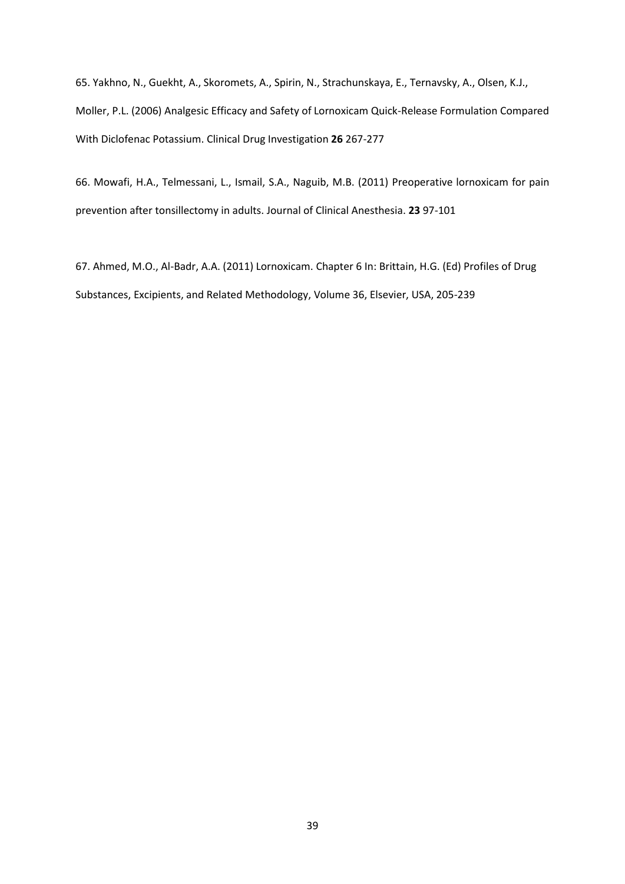65. Yakhno, N., Guekht, A., Skoromets, A., Spirin, N., Strachunskaya, E., Ternavsky, A., Olsen, K.J., Moller, P.L. (2006) Analgesic Efficacy and Safety of Lornoxicam Quick-Release Formulation Compared With Diclofenac Potassium. Clinical Drug Investigation **26** 267-277

66. Mowafi, H.A., Telmessani, L., Ismail, S.A., Naguib, M.B. (2011) Preoperative lornoxicam for pain prevention after tonsillectomy in adults. Journal of Clinical Anesthesia. **23** 97-101

67. Ahmed, M.O., Al-Badr, A.A. (2011) Lornoxicam. Chapter 6 In: Brittain, H.G. (Ed) Profiles of Drug Substances, Excipients, and Related Methodology, Volume 36, Elsevier, USA, 205-239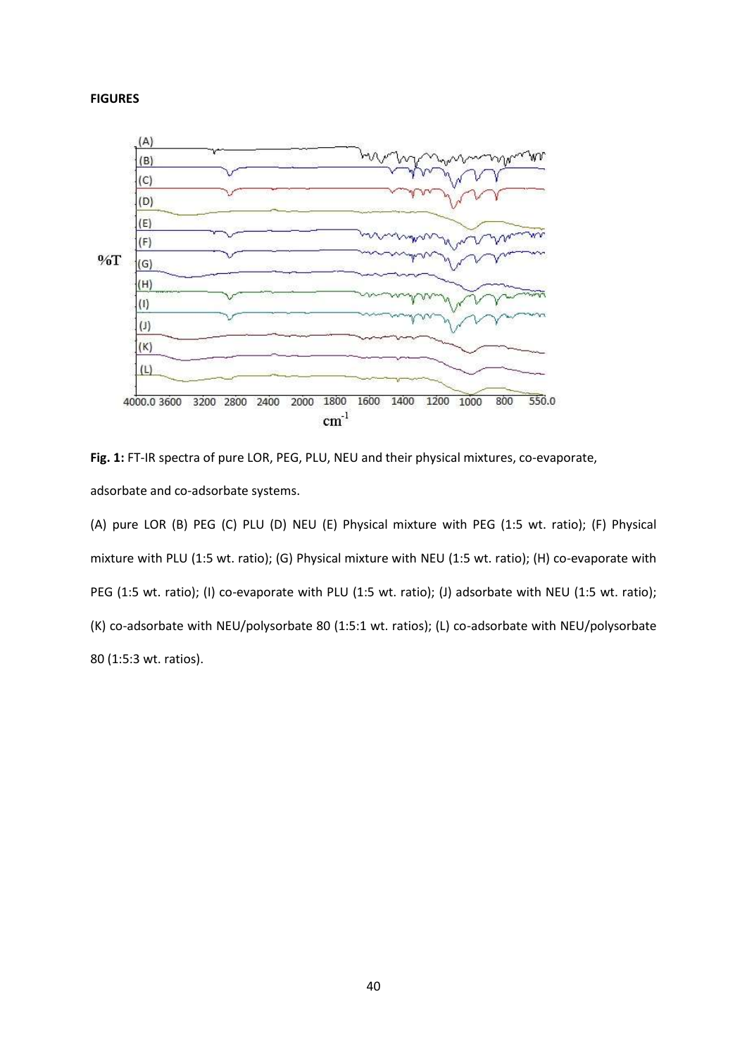**FIGURES**

**Fig. 1:** FT-IR spectra of pure LOR, PEG, PLU, NEU and their physical mixtures, co-evaporate, adsorbate and co-adsorbate systems.

(A) pure LOR (B) PEG (C) PLU (D) NEU (E) Physical mixture with PEG (1:5 wt. ratio); (F) Physical mixture with PLU (1:5 wt. ratio); (G) Physical mixture with NEU (1:5 wt. ratio); (H) co-evaporate with PEG (1:5 wt. ratio); (I) co-evaporate with PLU (1:5 wt. ratio); (J) adsorbate with NEU (1:5 wt. ratio); (K) co-adsorbate with NEU/polysorbate 80 (1:5:1 wt. ratios); (L) co-adsorbate with NEU/polysorbate 80 (1:5:3 wt. ratios).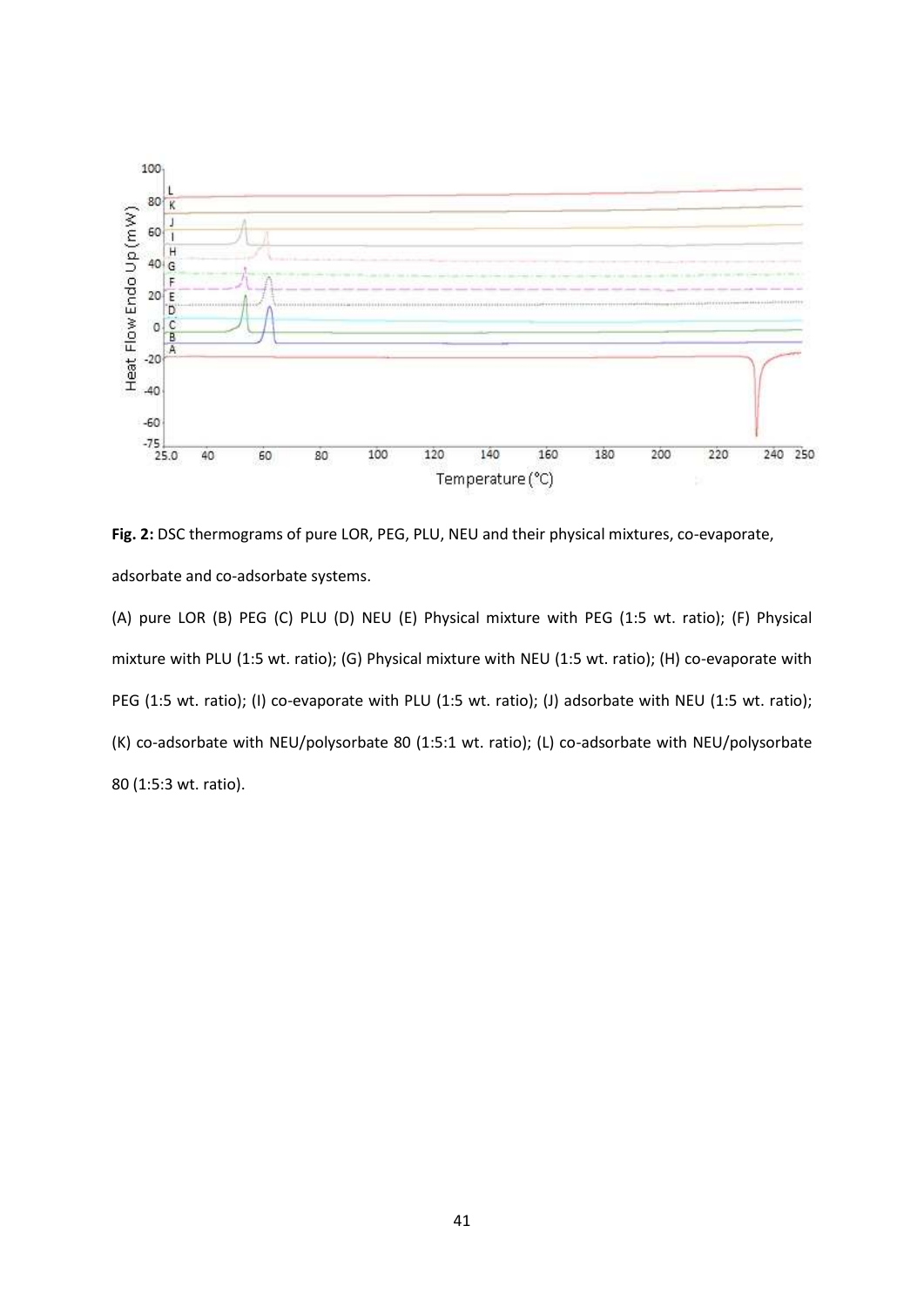**Fig. 2:** DSC thermograms of pure LOR, PEG, PLU, NEU and their physical mixtures, co-evaporate, adsorbate and co-adsorbate systems.

(A) pure LOR (B) PEG (C) PLU (D) NEU (E) Physical mixture with PEG (1:5 wt. ratio); (F) Physical mixture with PLU (1:5 wt. ratio); (G) Physical mixture with NEU (1:5 wt. ratio); (H) co-evaporate with PEG (1:5 wt. ratio); (I) co-evaporate with PLU (1:5 wt. ratio); (J) adsorbate with NEU (1:5 wt. ratio); (K) co-adsorbate with NEU/polysorbate 80 (1:5:1 wt. ratio); (L) co-adsorbate with NEU/polysorbate 80 (1:5:3 wt. ratio).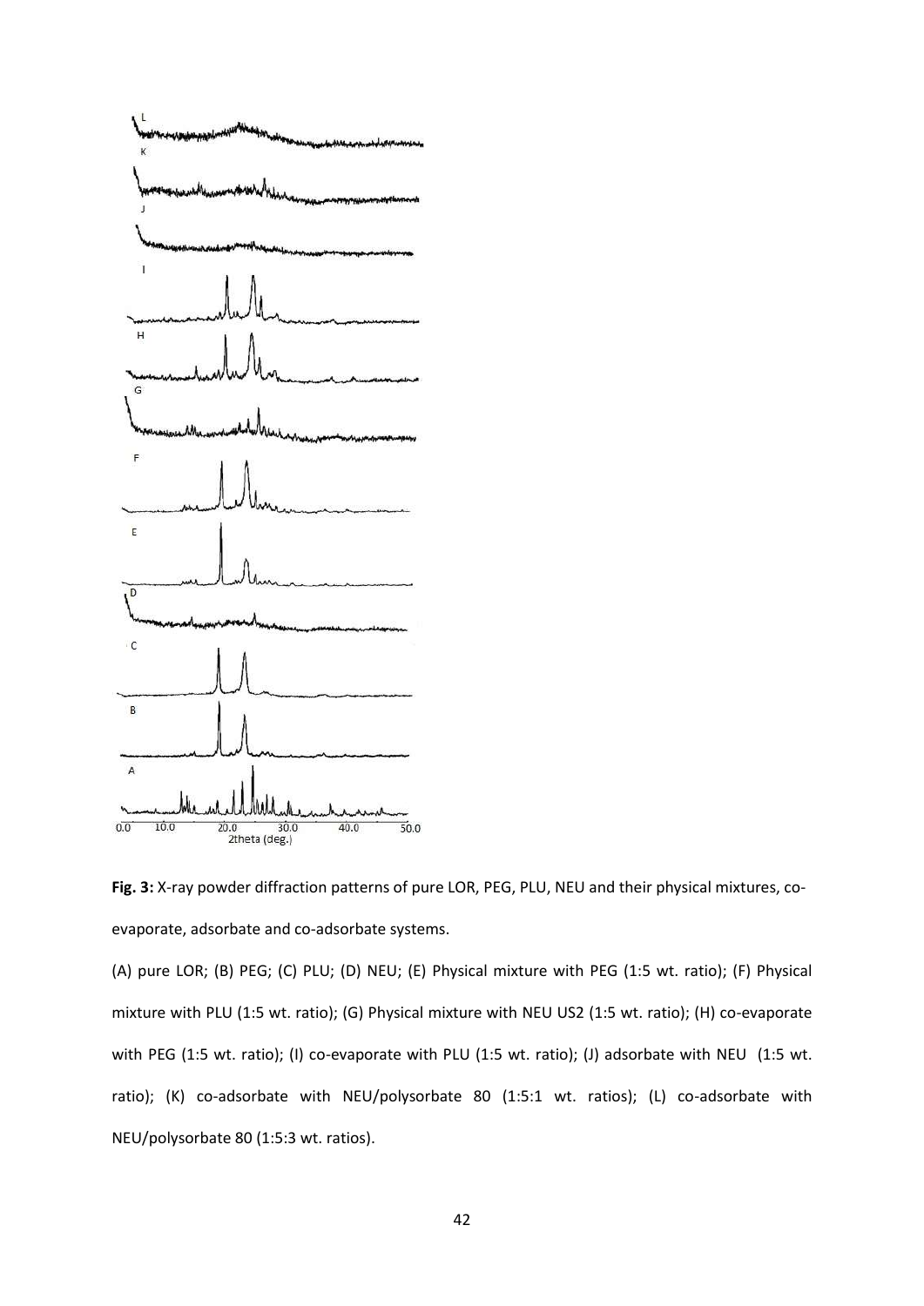**Fig. 3:** X-ray powder diffraction patterns of pure LOR, PEG, PLU, NEU and their physical mixtures, co-evaporate, adsorbate and co-adsorbate systems.

(A) pure LOR; (B) PEG; (C) PLU; (D) NEU; (E) Physical mixture with PEG (1:5 wt. ratio); (F) Physical mixture with PLU (1:5 wt. ratio); (G) Physical mixture with NEU US2 (1:5 wt. ratio); (H) co-evaporate with PEG (1:5 wt. ratio); (I) co-evaporate with PLU (1:5 wt. ratio); (J) adsorbate with NEU (1:5 wt. ratio); (K) co-adsorbate with NEU/polysorbate 80 (1:5:1 wt. ratios); (L) co-adsorbate with NEU/polysorbate 80 (1:5:3 wt. ratios).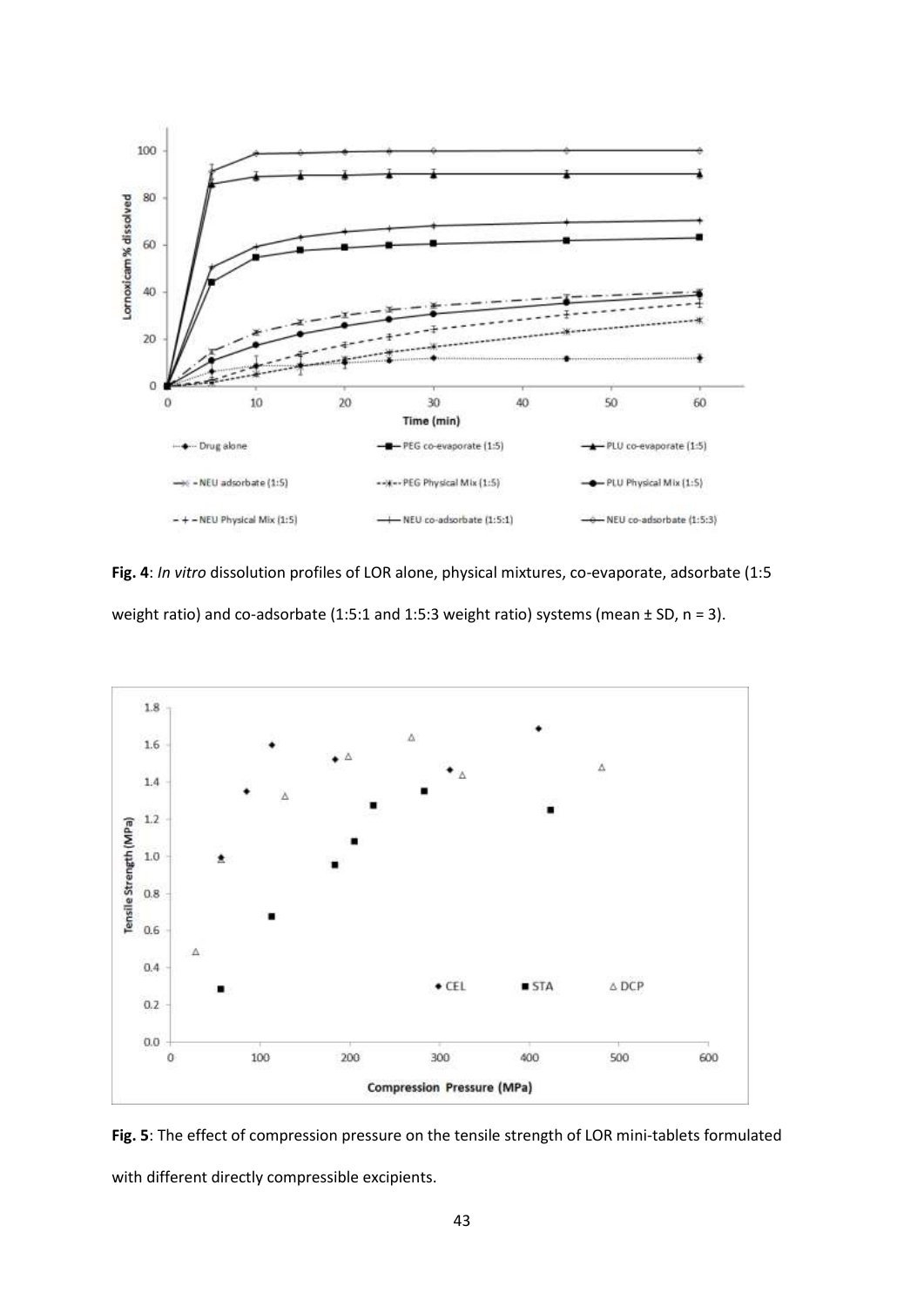**Fig. 4**: *In vitro* dissolution profiles of LOR alone, physical mixtures, co-evaporate, adsorbate (1:5 weight ratio) and co-adsorbate (1:5:1 and 1:5:3 weight ratio) systems (mean ± SD, n = 3).

**Fig. 5**: The effect of compression pressure on the tensile strength of LOR mini-tablets formulated with different directly compressible excipients.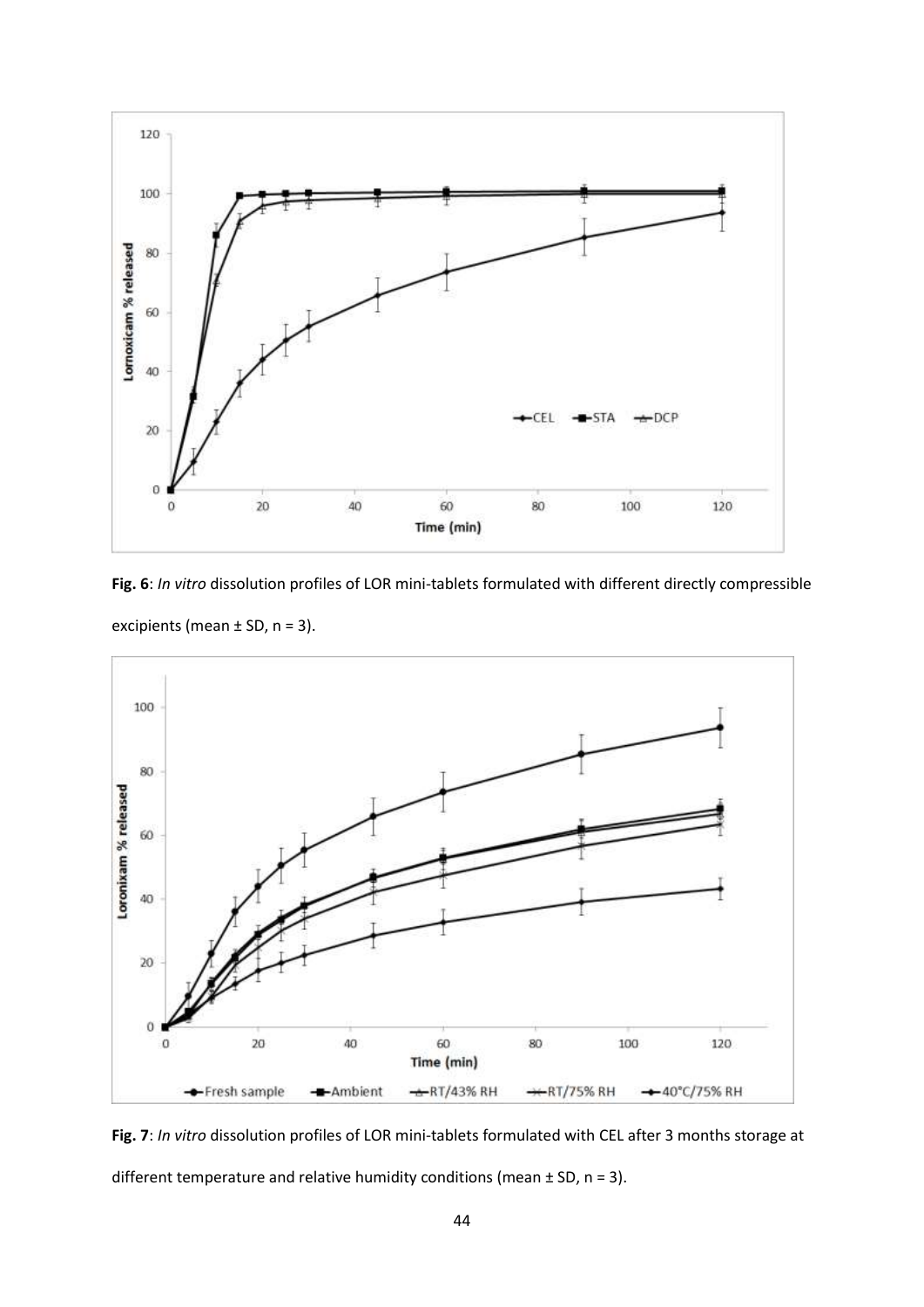**Fig. 6**: *In vitro* dissolution profiles of LOR mini-tablets formulated with different directly compressible excipients (mean ± SD, n = 3).

**Fig. 7**: *In vitro* dissolution profiles of LOR mini-tablets formulated with CEL after 3 months storage at different temperature and relative humidity conditions (mean ± SD, n = 3).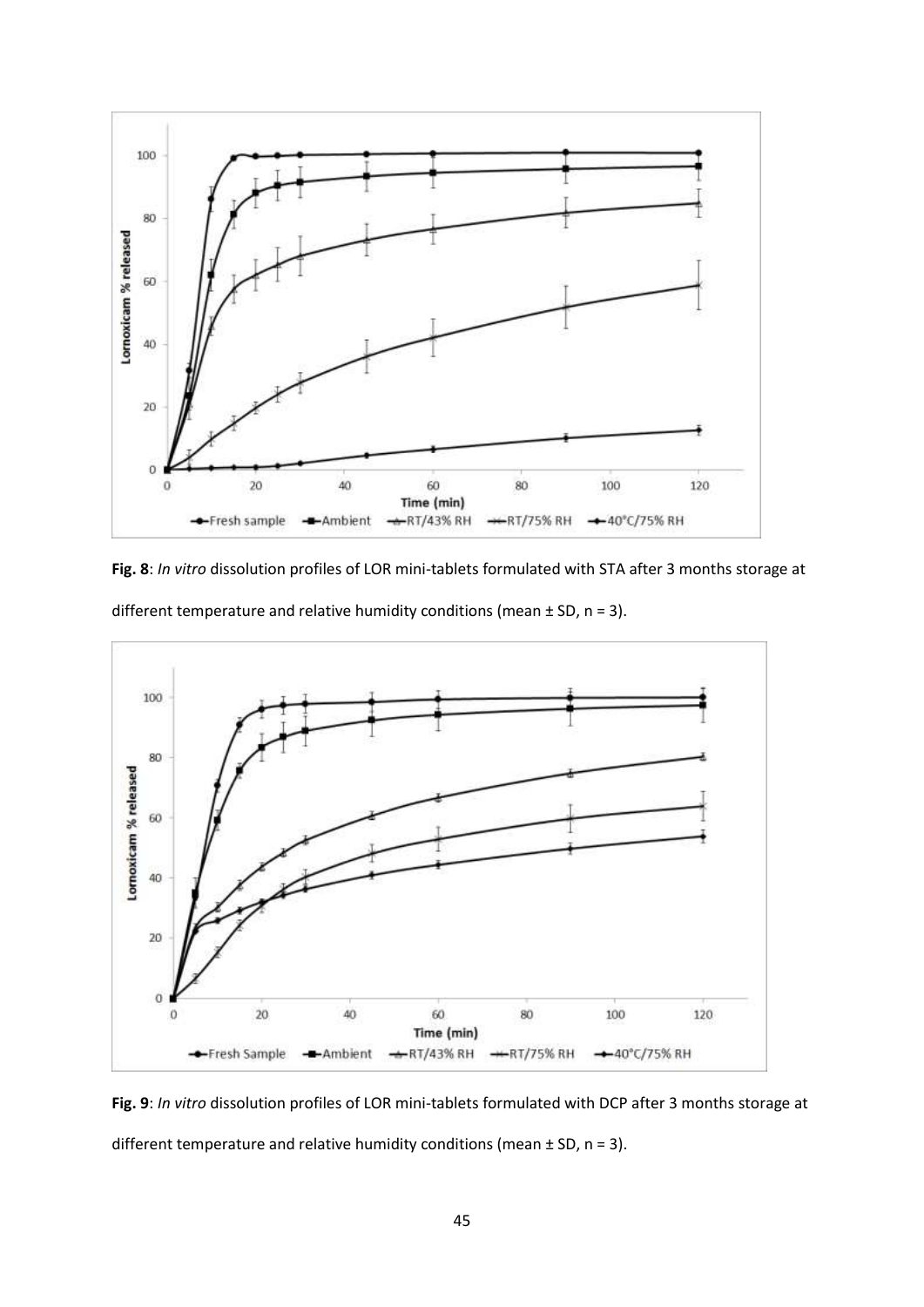**Fig. 8**: *In vitro* dissolution profiles of LOR mini-tablets formulated with STA after 3 months storage at different temperature and relative humidity conditions (mean ± SD, n = 3).

**Fig. 9**: *In vitro* dissolution profiles of LOR mini-tablets formulated with DCP after 3 months storage at different temperature and relative humidity conditions (mean ± SD, n = 3).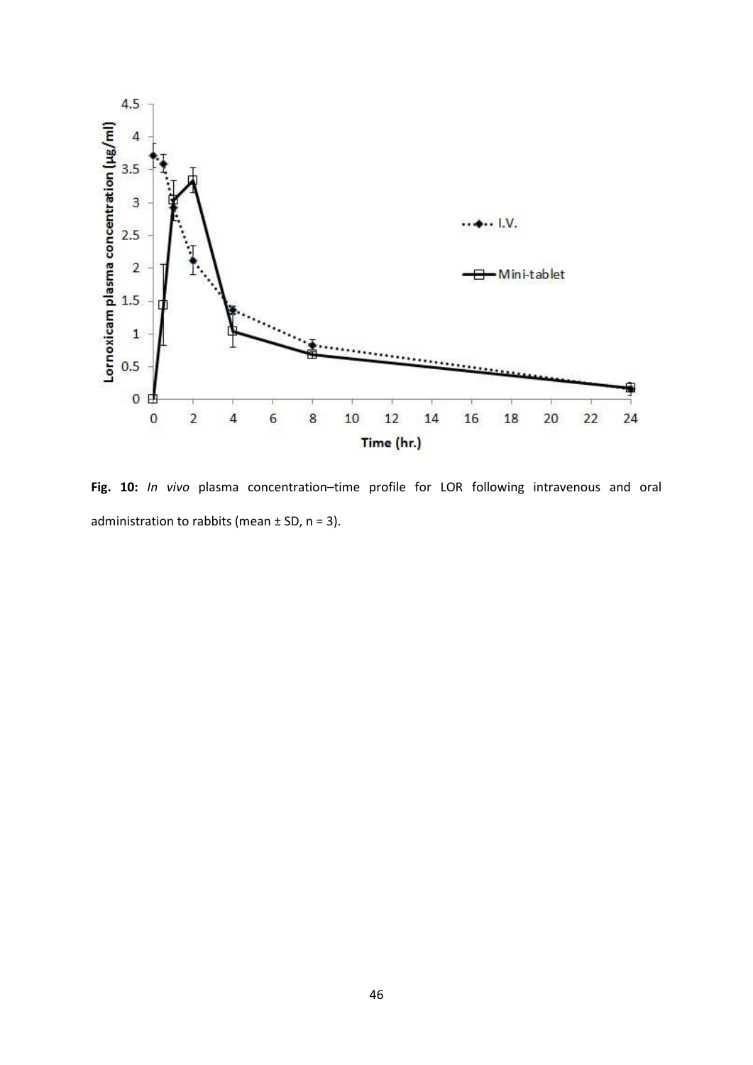**Fig. 10:** *In vivo* plasma concentration–time profile for LOR following intravenous and oral administration to rabbits (mean ± SD, n = 3).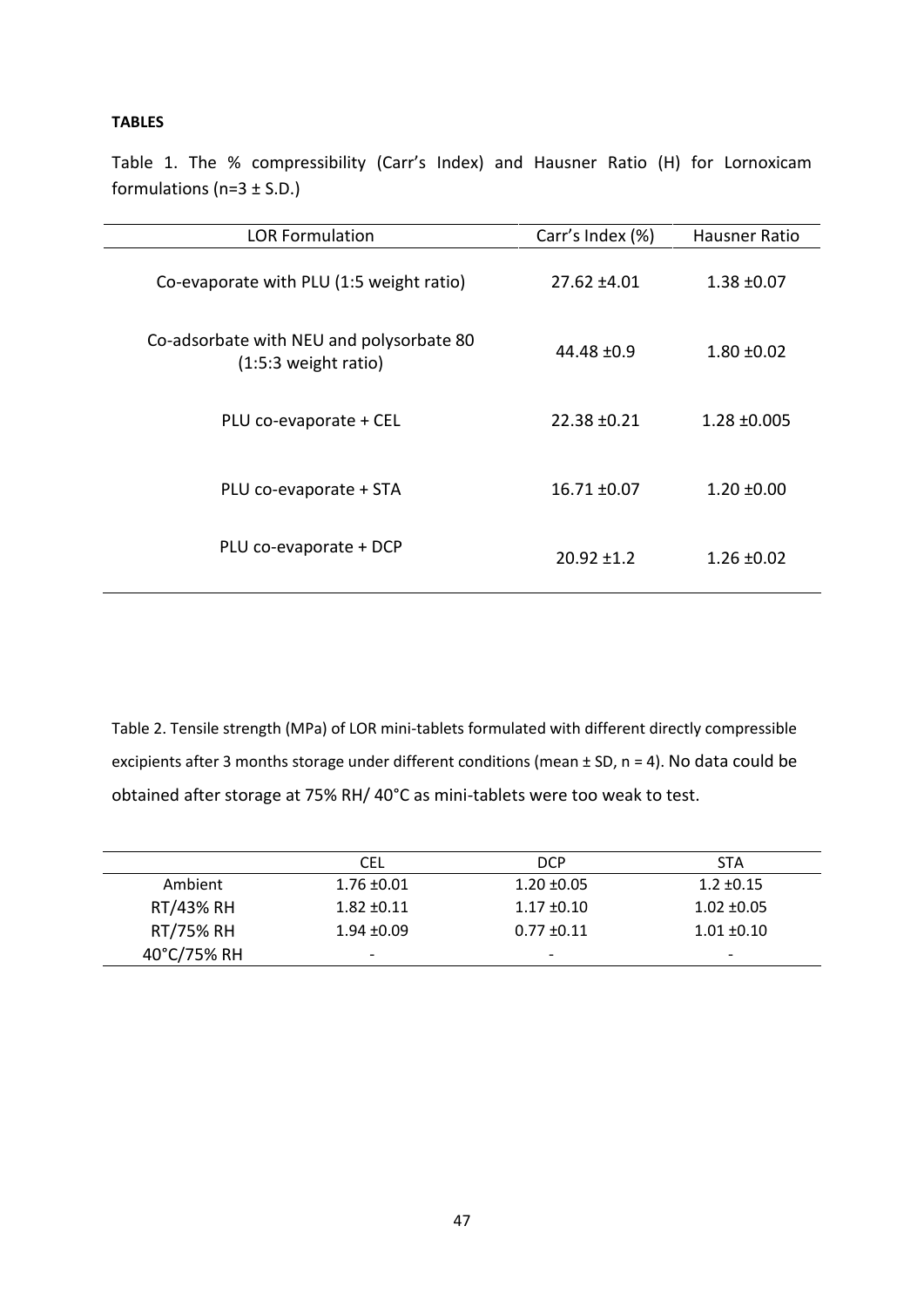**TABLES**

Table 1. The % compressibility (Carr's Index) and Hausner Ratio (H) for Lornoxicam formulations (n=3 ± S.D.)

| LOR Formulation | Carr's Index (%) | Hausner Ratio |
|---|---|---|
| Co-evaporate with PLU (1:5 weight ratio) | 27.62 ±4.01 | 1.38 ±0.07 |
| Co-adsorbate with NEU and polysorbate 80 (1:5:3 weight ratio) | 44.48 ±0.9 | 1.80 ±0.02 |
| PLU co-evaporate + CEL | 22.38 ±0.21 | 1.28 ±0.005 |
| PLU co-evaporate + STA | 16.71 ±0.07 | 1.20 ±0.00 |
| PLU co-evaporate + DCP | 20.92 ±1.2 | 1.26 ±0.02 |

Table 2. Tensile strength (MPa) of LOR mini-tablets formulated with different directly compressible excipients after 3 months storage under different conditions (mean ± SD, n = 4). No data could be obtained after storage at 75% RH/ 40°C as mini-tablets were too weak to test.

| | CEL | DCP | STA |
|---|---|---|---|
| Ambient | 1.76 ±0.01 | 1.20 ±0.05 | 1.2 ±0.15 |
| RT/43% RH | 1.82 ±0.11 | 1.17 ±0.10 | 1.02 ±0.05 |
| RT/75% RH | 1.94 ±0.09 | 0.77 ±0.11 | 1.01 ±0.10 |
| 40°C/75% RH | - | - | - |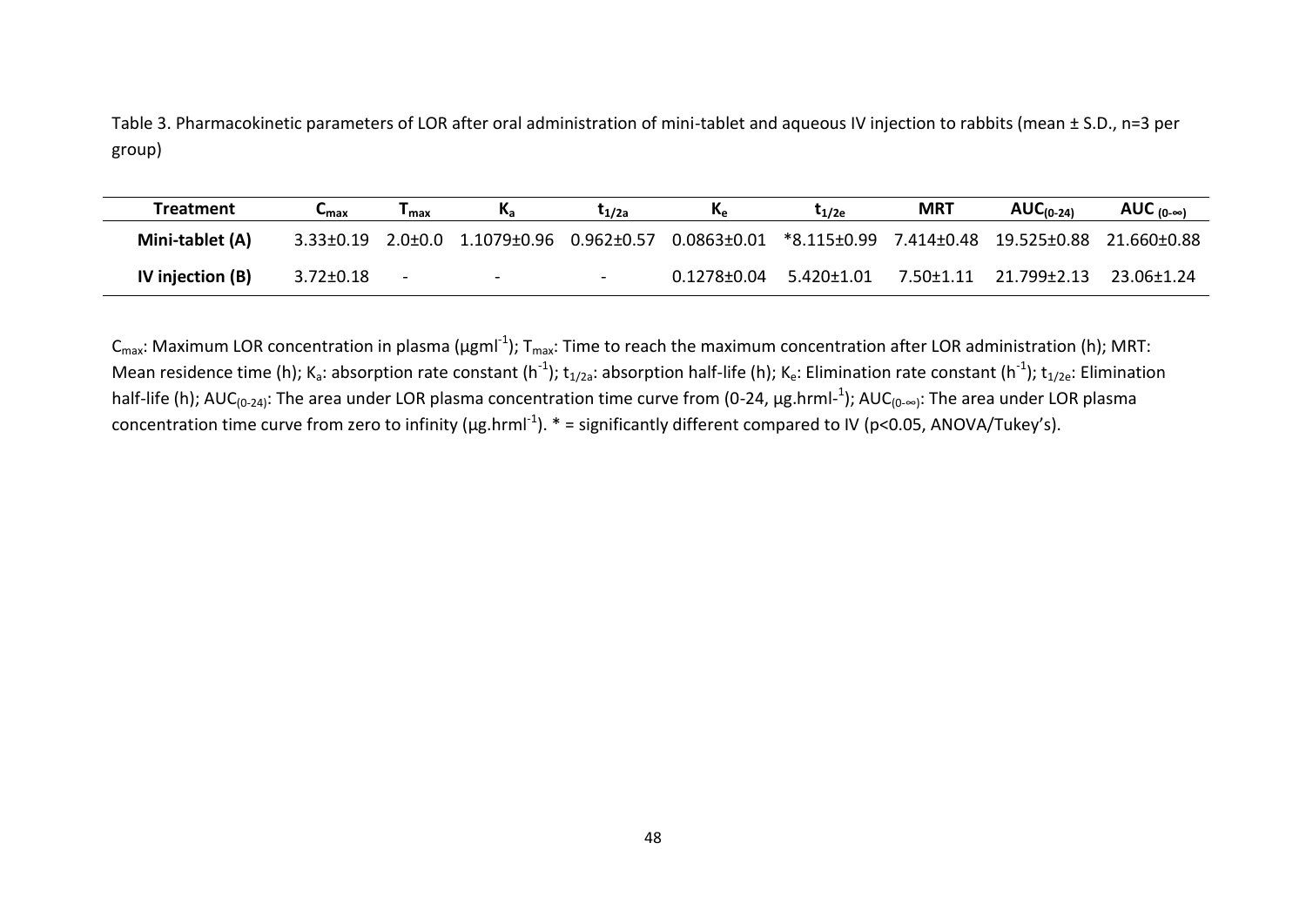Table 3. Pharmacokinetic parameters of LOR after oral administration of mini-tablet and aqueous IV injection to rabbits (mean ± S.D., n=3 per group)

| Treatment | $C_{max}$ | $T_{max}$ | $K_a$ | $t_{1/2a}$ | $K_e$ | $t_{1/2e}$ | MRT | $AUC_{(0-24)}$ | $AUC_{(0-\infty)}$ |
|---|---|---|---|---|---|---|---|---|---|
| **Mini-tablet (A)** | 3.33±0.19 | 2.0±0.0 | 1.1079±0.96 | 0.962±0.57 | 0.0863±0.01 | *8.115±0.99 | 7.414±0.48 | 19.525±0.88 | 21.660±0.88 |
| **IV injection (B)** | 3.72±0.18 | - | - | - | 0.1278±0.04 | 5.420±1.01 | 7.50±1.11 | 21.799±2.13 | 23.06±1.24 |

$C_{max}$: Maximum LOR concentration in plasma ($\mu g ml^{-1}$); $T_{max}$: Time to reach the maximum concentration after LOR administration (h); MRT: Mean residence time (h); $K_a$: absorption rate constant ($h^{-1}$); $t_{1/2a}$: absorption half-life (h); $K_e$: Elimination rate constant ($h^{-1}$); $t_{1/2e}$: Elimination half-life (h); $AUC_{(0-24)}$: The area under LOR plasma concentration time curve from (0-24, $\mu g.hrml^{-1}$); $AUC_{(0-\infty)}$: The area under LOR plasma concentration time curve from zero to infinity ($\mu g.hrml^{-1}$). * = significantly different compared to IV ($p<0.05$, ANOVA/Tukey's).